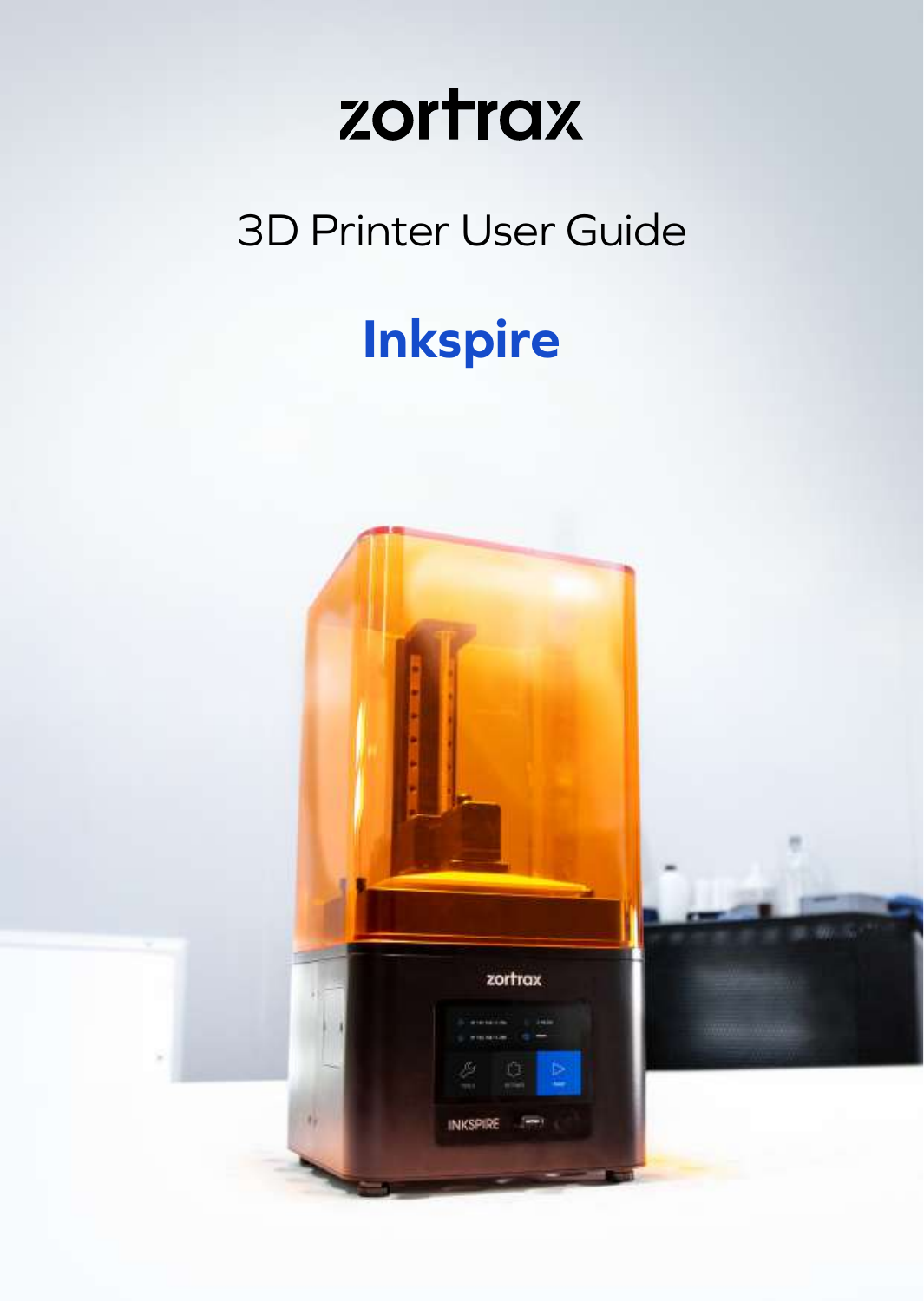zortrax

# 3D Printer User Guide

# Inkspire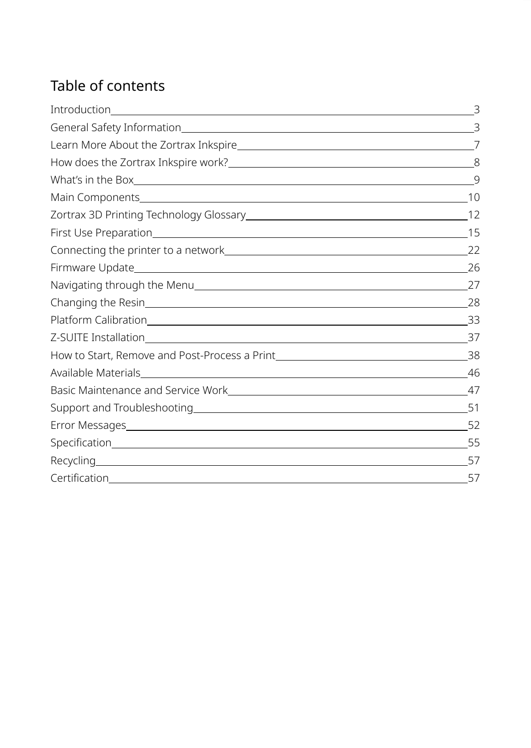# Table of contents

| | |
|---|---|
| Introduction | 3 |
| General Safety Information | 3 |
| Learn More About the Zortrax Inkspire | 7 |
| How does the Zortrax Inkspire work? | 8 |
| What's in the Box | 9 |
| Main Components | 10 |
| Zortrax 3D Printing Technology Glossary | 12 |
| First Use Preparation | 15 |
| Connecting the printer to a network | 22 |
| Firmware Update | 26 |
| Navigating through the Menu | 27 |
| Changing the Resin | 28 |
| Platform Calibration | 33 |
| Z-SUITE Installation | 37 |
| How to Start, Remove and Post-Process a Print | 38 |
| Available Materials | 46 |
| Basic Maintenance and Service Work | 47 |
| Support and Troubleshooting | 51 |
| Error Messages | 52 |
| Specification | 55 |
| Recycling | 57 |
| Certification | 57 |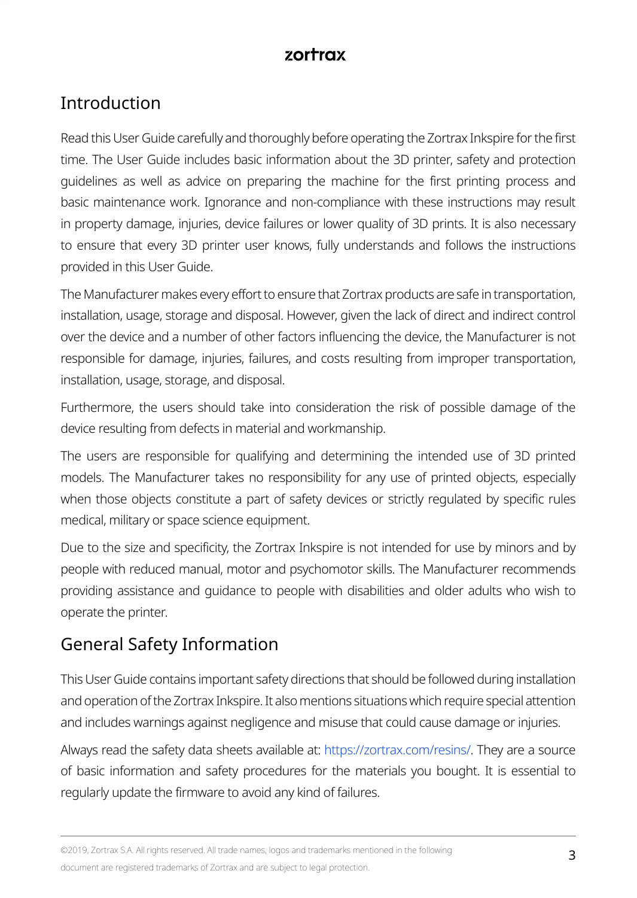## Introduction

Read this User Guide carefully and thoroughly before operating the Zortrax Inkspire for the first time. The User Guide includes basic information about the 3D printer, safety and protection guidelines as well as advice on preparing the machine for the first printing process and basic maintenance work. Ignorance and non-compliance with these instructions may result in property damage, injuries, device failures or lower quality of 3D prints. It is also necessary to ensure that every 3D printer user knows, fully understands and follows the instructions provided in this User Guide.

The Manufacturer makes every effort to ensure that Zortrax products are safe in transportation, installation, usage, storage and disposal. However, given the lack of direct and indirect control over the device and a number of other factors influencing the device, the Manufacturer is not responsible for damage, injuries, failures, and costs resulting from improper transportation, installation, usage, storage, and disposal.

Furthermore, the users should take into consideration the risk of possible damage of the device resulting from defects in material and workmanship.

The users are responsible for qualifying and determining the intended use of 3D printed models. The Manufacturer takes no responsibility for any use of printed objects, especially when those objects constitute a part of safety devices or strictly regulated by specific rules medical, military or space science equipment.

Due to the size and specificity, the Zortrax Inkspire is not intended for use by minors and by people with reduced manual, motor and psychomotor skills. The Manufacturer recommends providing assistance and guidance to people with disabilities and older adults who wish to operate the printer.

## General Safety Information

This User Guide contains important safety directions that should be followed during installation and operation of the Zortrax Inkspire. It also mentions situations which require special attention and includes warnings against negligence and misuse that could cause damage or injuries.

Always read the safety data sheets available at: https://zortrax.com/resins/. They are a source of basic information and safety procedures for the materials you bought. It is essential to regularly update the firmware to avoid any kind of failures.

©2019, Zortrax S.A. All rights reserved. All trade names, logos and trademarks mentioned in the following document are registered trademarks of Zortrax and are subject to legal protection.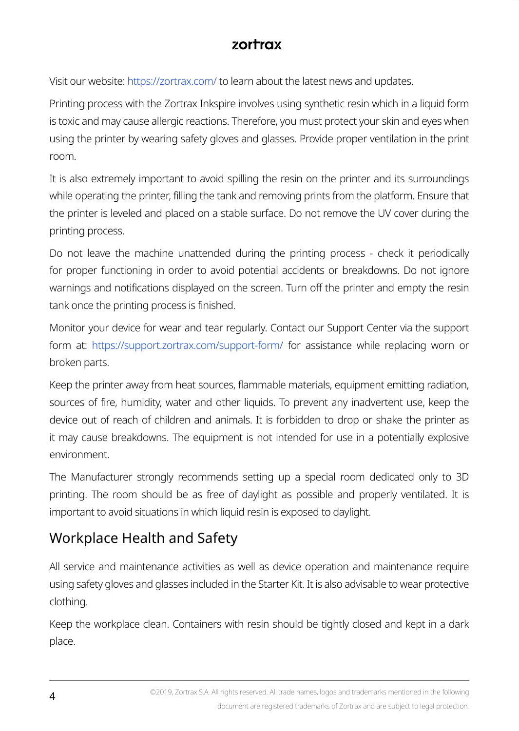Visit our website: https://zortrax.com/ to learn about the latest news and updates.

Printing process with the Zortrax Inkspire involves using synthetic resin which in a liquid form is toxic and may cause allergic reactions. Therefore, you must protect your skin and eyes when using the printer by wearing safety gloves and glasses. Provide proper ventilation in the print room.

It is also extremely important to avoid spilling the resin on the printer and its surroundings while operating the printer, filling the tank and removing prints from the platform. Ensure that the printer is leveled and placed on a stable surface. Do not remove the UV cover during the printing process.

Do not leave the machine unattended during the printing process - check it periodically for proper functioning in order to avoid potential accidents or breakdowns. Do not ignore warnings and notifications displayed on the screen. Turn off the printer and empty the resin tank once the printing process is finished.

Monitor your device for wear and tear regularly. Contact our Support Center via the support form at: https://support.zortrax.com/support-form/ for assistance while replacing worn or broken parts.

Keep the printer away from heat sources, flammable materials, equipment emitting radiation, sources of fire, humidity, water and other liquids. To prevent any inadvertent use, keep the device out of reach of children and animals. It is forbidden to drop or shake the printer as it may cause breakdowns. The equipment is not intended for use in a potentially explosive environment.

The Manufacturer strongly recommends setting up a special room dedicated only to 3D printing. The room should be as free of daylight as possible and properly ventilated. It is important to avoid situations in which liquid resin is exposed to daylight.

## Workplace Health and Safety

All service and maintenance activities as well as device operation and maintenance require using safety gloves and glasses included in the Starter Kit. It is also advisable to wear protective clothing.

Keep the workplace clean. Containers with resin should be tightly closed and kept in a dark place.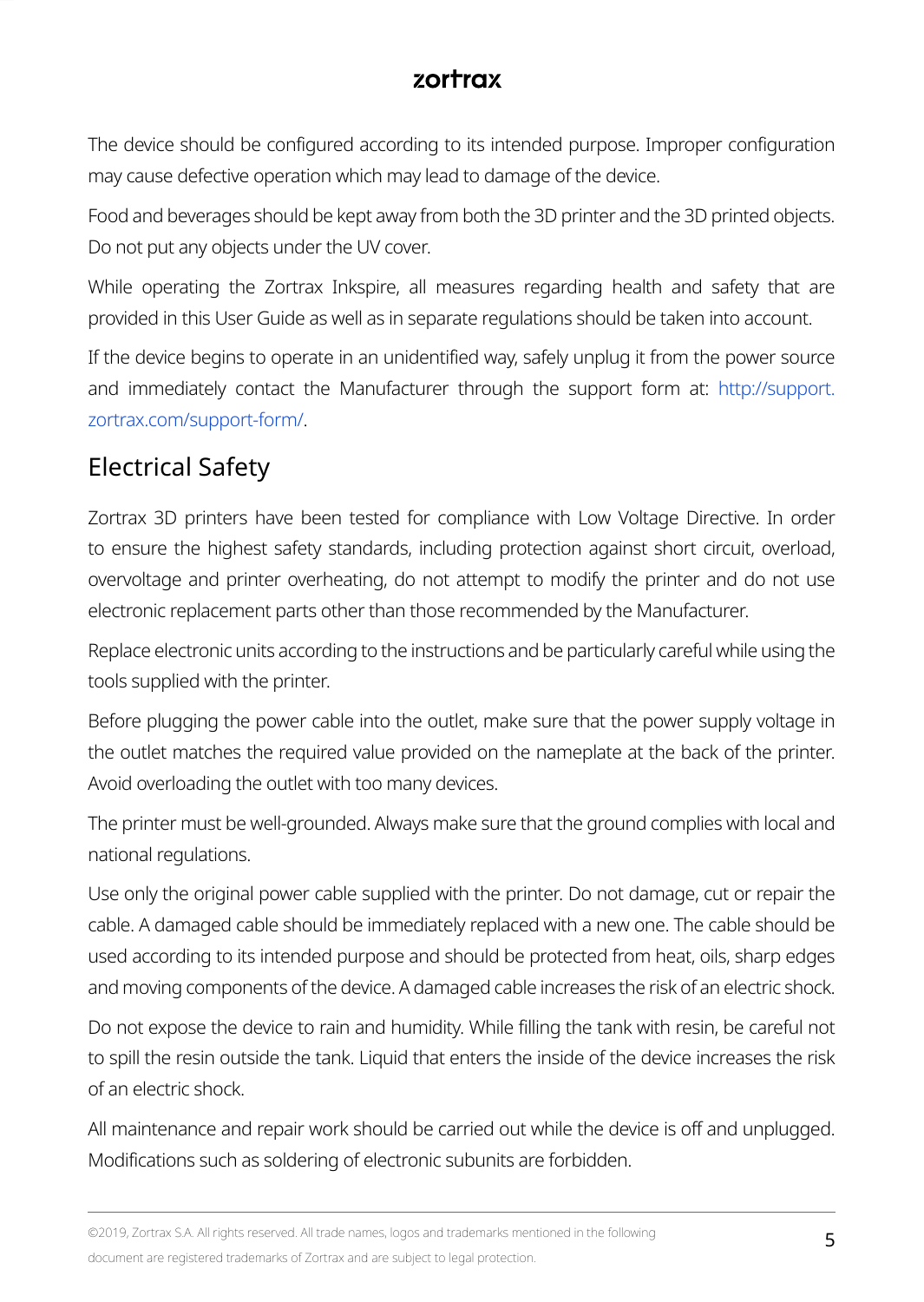The device should be configured according to its intended purpose. Improper configuration may cause defective operation which may lead to damage of the device.

Food and beverages should be kept away from both the 3D printer and the 3D printed objects. Do not put any objects under the UV cover.

While operating the Zortrax Inkspire, all measures regarding health and safety that are provided in this User Guide as well as in separate regulations should be taken into account.

If the device begins to operate in an unidentified way, safely unplug it from the power source and immediately contact the Manufacturer through the support form at: http://support.zortrax.com/support-form/.

## Electrical Safety

Zortrax 3D printers have been tested for compliance with Low Voltage Directive. In order to ensure the highest safety standards, including protection against short circuit, overload, overvoltage and printer overheating, do not attempt to modify the printer and do not use electronic replacement parts other than those recommended by the Manufacturer.

Replace electronic units according to the instructions and be particularly careful while using the tools supplied with the printer.

Before plugging the power cable into the outlet, make sure that the power supply voltage in the outlet matches the required value provided on the nameplate at the back of the printer. Avoid overloading the outlet with too many devices.

The printer must be well-grounded. Always make sure that the ground complies with local and national regulations.

Use only the original power cable supplied with the printer. Do not damage, cut or repair the cable. A damaged cable should be immediately replaced with a new one. The cable should be used according to its intended purpose and should be protected from heat, oils, sharp edges and moving components of the device. A damaged cable increases the risk of an electric shock.

Do not expose the device to rain and humidity. While filling the tank with resin, be careful not to spill the resin outside the tank. Liquid that enters the inside of the device increases the risk of an electric shock.

All maintenance and repair work should be carried out while the device is off and unplugged. Modifications such as soldering of electronic subunits are forbidden.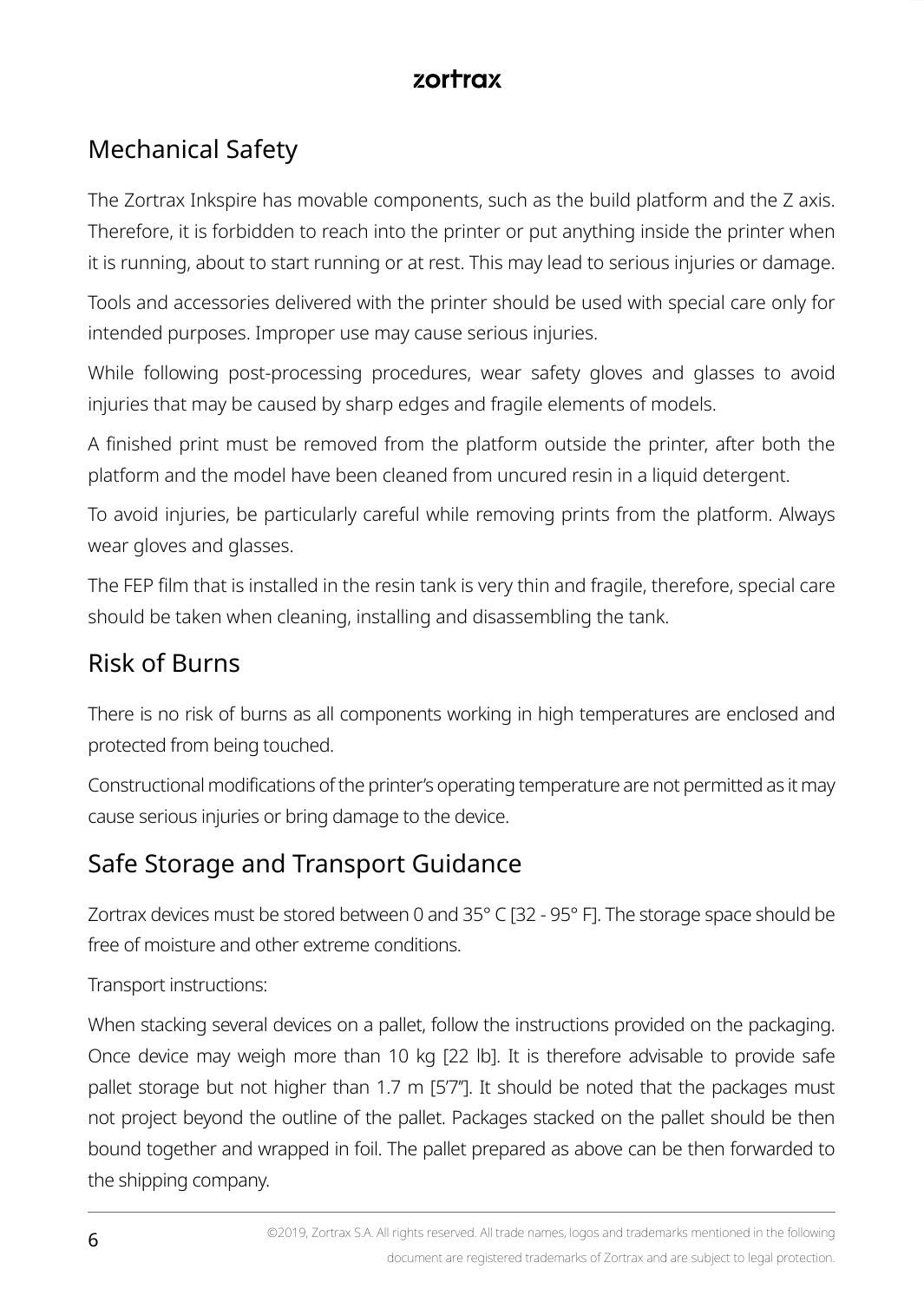## Mechanical Safety

The Zortrax Inkspire has movable components, such as the build platform and the Z axis. Therefore, it is forbidden to reach into the printer or put anything inside the printer when it is running, about to start running or at rest. This may lead to serious injuries or damage.

Tools and accessories delivered with the printer should be used with special care only for intended purposes. Improper use may cause serious injuries.

While following post-processing procedures, wear safety gloves and glasses to avoid injuries that may be caused by sharp edges and fragile elements of models.

A finished print must be removed from the platform outside the printer, after both the platform and the model have been cleaned from uncured resin in a liquid detergent.

To avoid injuries, be particularly careful while removing prints from the platform. Always wear gloves and glasses.

The FEP film that is installed in the resin tank is very thin and fragile, therefore, special care should be taken when cleaning, installing and disassembling the tank.

## Risk of Burns

There is no risk of burns as all components working in high temperatures are enclosed and protected from being touched.

Constructional modifications of the printer's operating temperature are not permitted as it may cause serious injuries or bring damage to the device.

## Safe Storage and Transport Guidance

Zortrax devices must be stored between 0 and 35° C [32 - 95° F]. The storage space should be free of moisture and other extreme conditions.

Transport instructions:

When stacking several devices on a pallet, follow the instructions provided on the packaging. Once device may weigh more than 10 kg [22 lb]. It is therefore advisable to provide safe pallet storage but not higher than 1.7 m [5'7"]. It should be noted that the packages must not project beyond the outline of the pallet. Packages stacked on the pallet should be then bound together and wrapped in foil. The pallet prepared as above can be then forwarded to the shipping company.

©2019, Zortrax S.A. All rights reserved. All trade names, logos and trademarks mentioned in the following document are registered trademarks of Zortrax and are subject to legal protection.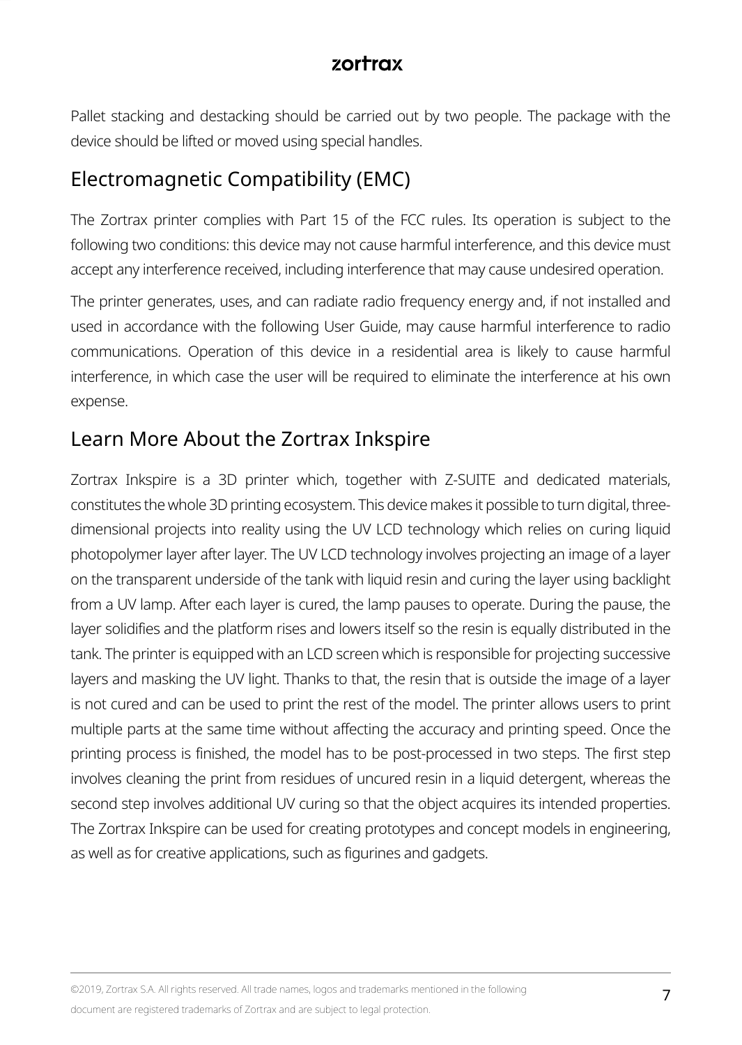Pallet stacking and destacking should be carried out by two people. The package with the device should be lifted or moved using special handles.

## Electromagnetic Compatibility (EMC)

The Zortrax printer complies with Part 15 of the FCC rules. Its operation is subject to the following two conditions: this device may not cause harmful interference, and this device must accept any interference received, including interference that may cause undesired operation.

The printer generates, uses, and can radiate radio frequency energy and, if not installed and used in accordance with the following User Guide, may cause harmful interference to radio communications. Operation of this device in a residential area is likely to cause harmful interference, in which case the user will be required to eliminate the interference at his own expense.

## Learn More About the Zortrax Inkspire

Zortrax Inkspire is a 3D printer which, together with Z-SUITE and dedicated materials, constitutes the whole 3D printing ecosystem. This device makes it possible to turn digital, three-dimensional projects into reality using the UV LCD technology which relies on curing liquid photopolymer layer after layer. The UV LCD technology involves projecting an image of a layer on the transparent underside of the tank with liquid resin and curing the layer using backlight from a UV lamp. After each layer is cured, the lamp pauses to operate. During the pause, the layer solidifies and the platform rises and lowers itself so the resin is equally distributed in the tank. The printer is equipped with an LCD screen which is responsible for projecting successive layers and masking the UV light. Thanks to that, the resin that is outside the image of a layer is not cured and can be used to print the rest of the model. The printer allows users to print multiple parts at the same time without affecting the accuracy and printing speed. Once the printing process is finished, the model has to be post-processed in two steps. The first step involves cleaning the print from residues of uncured resin in a liquid detergent, whereas the second step involves additional UV curing so that the object acquires its intended properties. The Zortrax Inkspire can be used for creating prototypes and concept models in engineering, as well as for creative applications, such as figurines and gadgets.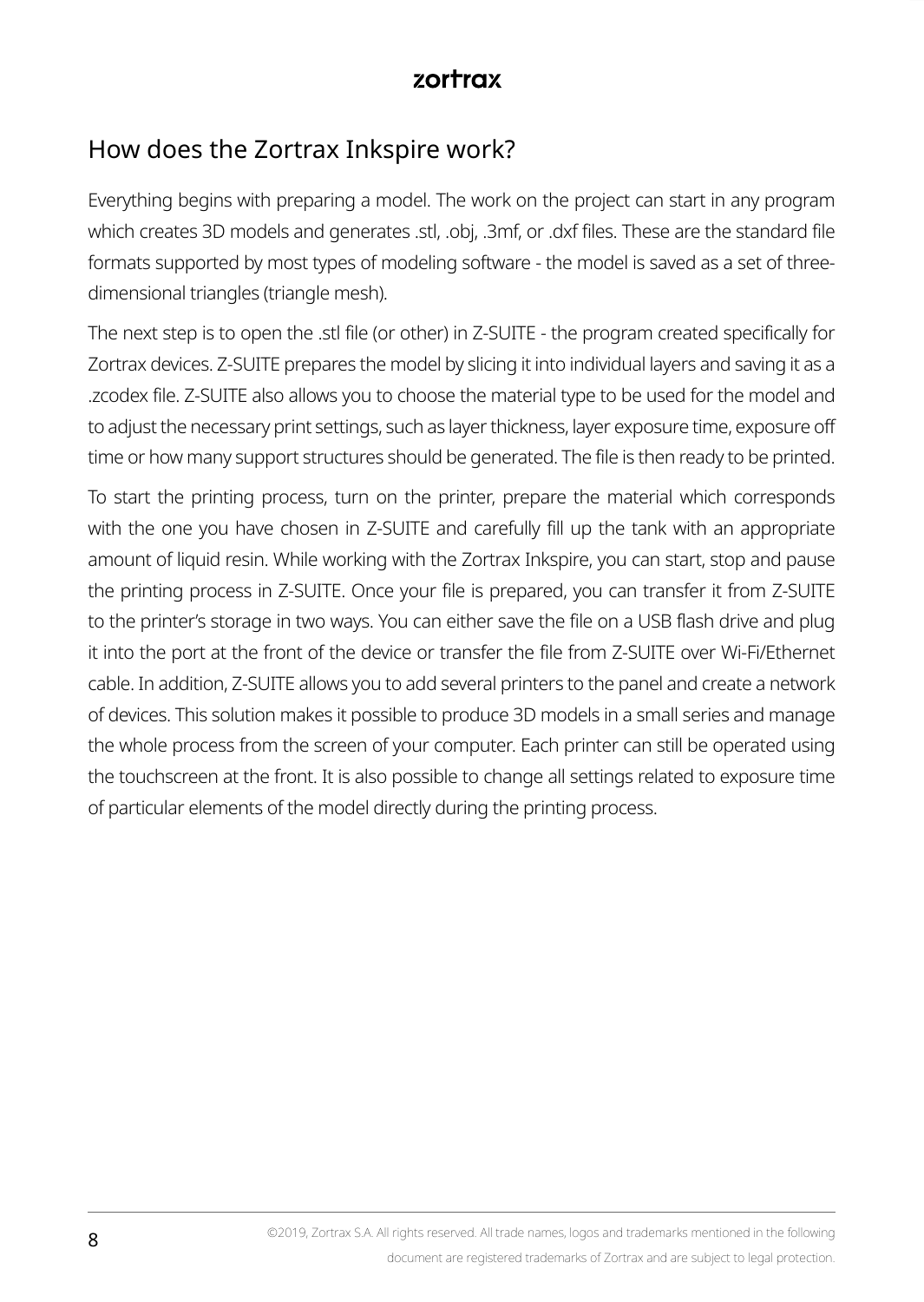## How does the Zortrax Inkspire work?

Everything begins with preparing a model. The work on the project can start in any program which creates 3D models and generates .stl, .obj, .3mf, or .dxf files. These are the standard file formats supported by most types of modeling software - the model is saved as a set of three-dimensional triangles (triangle mesh).

The next step is to open the .stl file (or other) in Z-SUITE - the program created specifically for Zortrax devices. Z-SUITE prepares the model by slicing it into individual layers and saving it as a .zcodex file. Z-SUITE also allows you to choose the material type to be used for the model and to adjust the necessary print settings, such as layer thickness, layer exposure time, exposure off time or how many support structures should be generated. The file is then ready to be printed.

To start the printing process, turn on the printer, prepare the material which corresponds with the one you have chosen in Z-SUITE and carefully fill up the tank with an appropriate amount of liquid resin. While working with the Zortrax Inkspire, you can start, stop and pause the printing process in Z-SUITE. Once your file is prepared, you can transfer it from Z-SUITE to the printer's storage in two ways. You can either save the file on a USB flash drive and plug it into the port at the front of the device or transfer the file from Z-SUITE over Wi-Fi/Ethernet cable. In addition, Z-SUITE allows you to add several printers to the panel and create a network of devices. This solution makes it possible to produce 3D models in a small series and manage the whole process from the screen of your computer. Each printer can still be operated using the touchscreen at the front. It is also possible to change all settings related to exposure time of particular elements of the model directly during the printing process.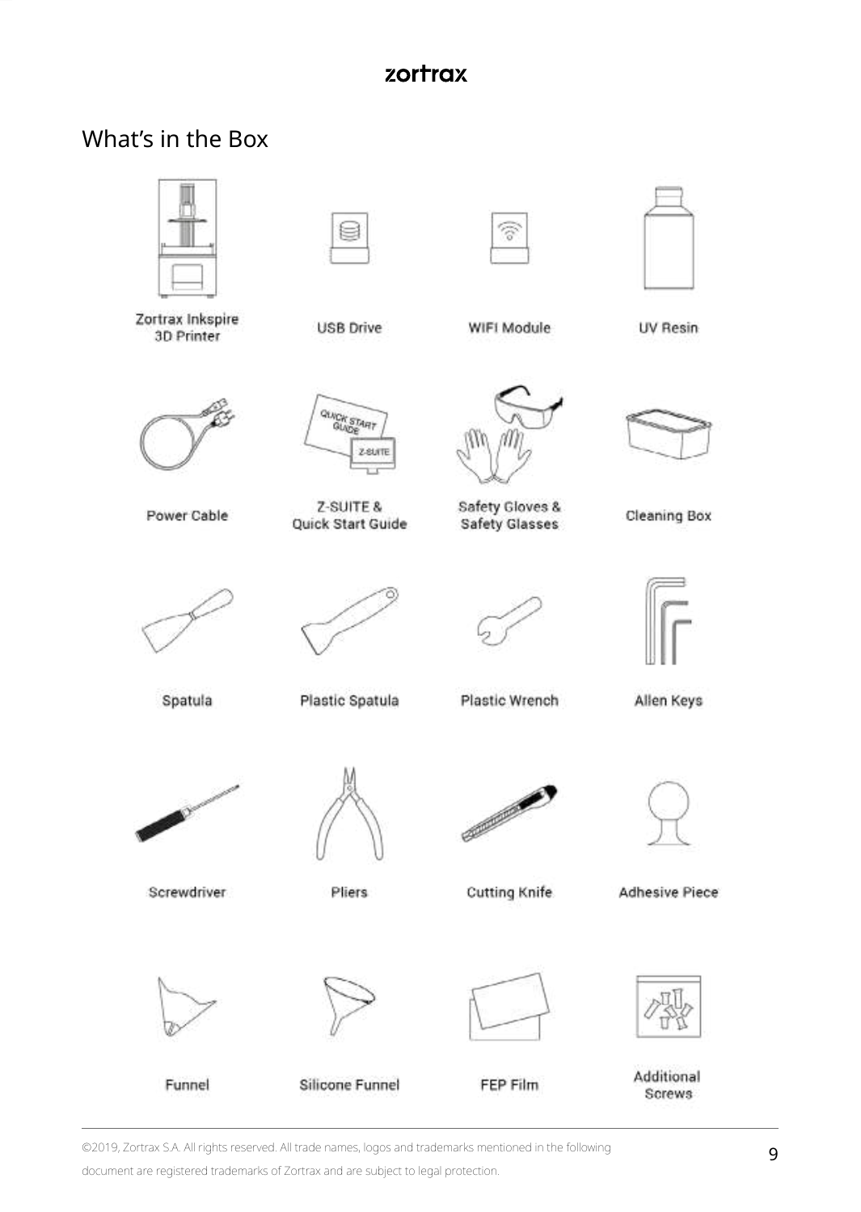## What's in the Box

- Zortrax Inkspire 3D Printer
- USB Drive
- WIFI Module
- UV Resin
- Power Cable
- Z-SUITE & Quick Start Guide
- Safety Gloves & Safety Glasses
- Cleaning Box
- Spatula
- Plastic Spatula
- Plastic Wrench
- Allen Keys
- Screwdriver
- Pliers
- Cutting Knife
- Adhesive Piece
- Funnel
- Silicone Funnel
- FEP Film
- Additional Screws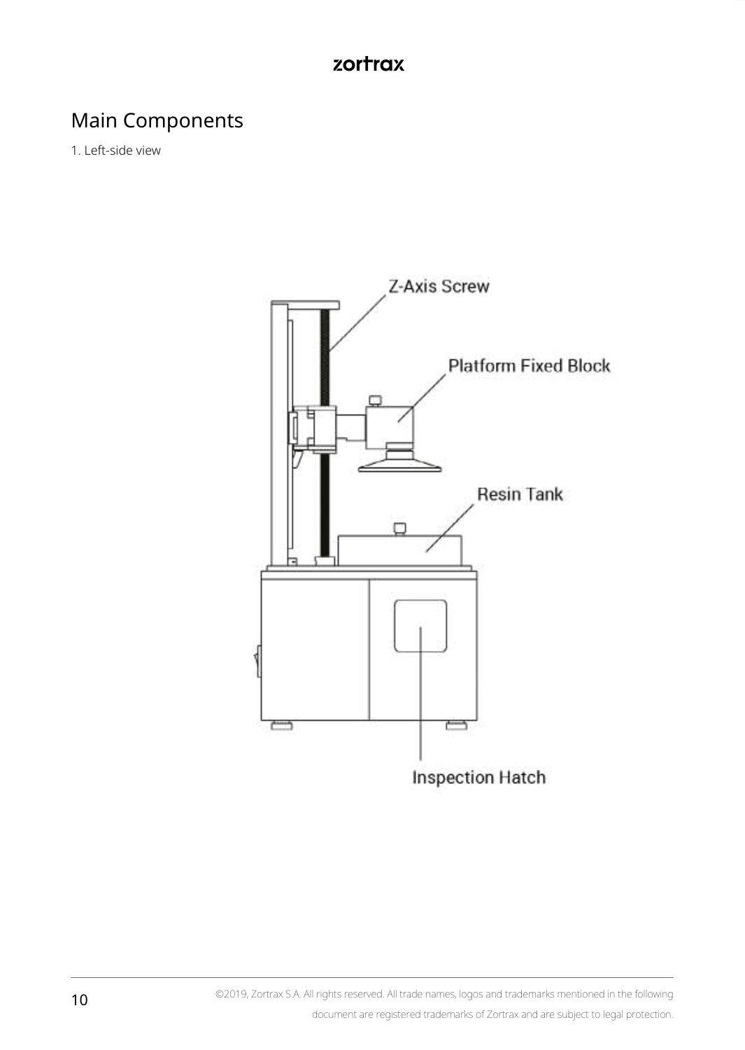## Main Components

1. Left-side view

Z-Axis Screw

Platform Fixed Block

Resin Tank

Inspection Hatch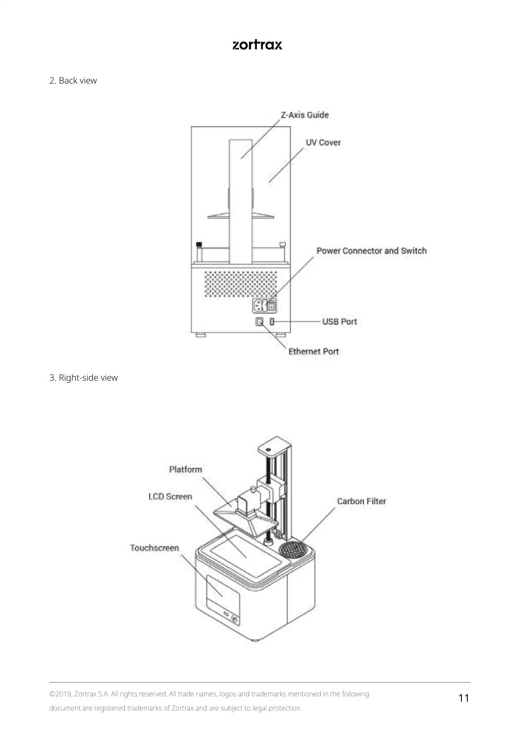2. Back view

Z-Axis Guide

UV Cover

Power Connector and Switch

USB Port

Ethernet Port

3. Right-side view

Platform

LCD Screen

Touchscreen

Carbon Filter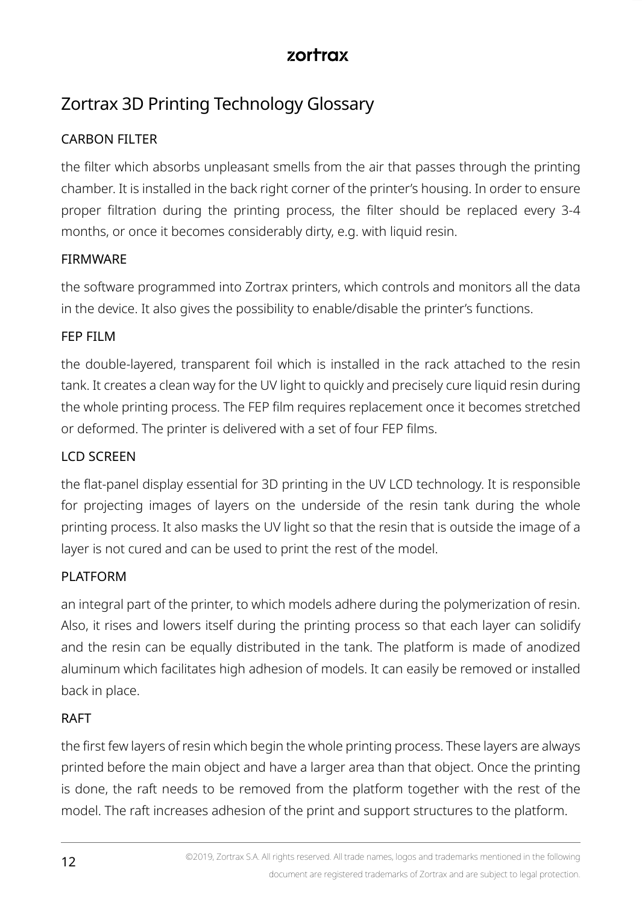# Zortrax 3D Printing Technology Glossary

## CARBON FILTER

the filter which absorbs unpleasant smells from the air that passes through the printing chamber. It is installed in the back right corner of the printer's housing. In order to ensure proper filtration during the printing process, the filter should be replaced every 3-4 months, or once it becomes considerably dirty, e.g. with liquid resin.

## FIRMWARE

the software programmed into Zortrax printers, which controls and monitors all the data in the device. It also gives the possibility to enable/disable the printer's functions.

## FEP FILM

the double-layered, transparent foil which is installed in the rack attached to the resin tank. It creates a clean way for the UV light to quickly and precisely cure liquid resin during the whole printing process. The FEP film requires replacement once it becomes stretched or deformed. The printer is delivered with a set of four FEP films.

## LCD SCREEN

the flat-panel display essential for 3D printing in the UV LCD technology. It is responsible for projecting images of layers on the underside of the resin tank during the whole printing process. It also masks the UV light so that the resin that is outside the image of a layer is not cured and can be used to print the rest of the model.

## PLATFORM

an integral part of the printer, to which models adhere during the polymerization of resin. Also, it rises and lowers itself during the printing process so that each layer can solidify and the resin can be equally distributed in the tank. The platform is made of anodized aluminum which facilitates high adhesion of models. It can easily be removed or installed back in place.

## RAFT

the first few layers of resin which begin the whole printing process. These layers are always printed before the main object and have a larger area than that object. Once the printing is done, the raft needs to be removed from the platform together with the rest of the model. The raft increases adhesion of the print and support structures to the platform.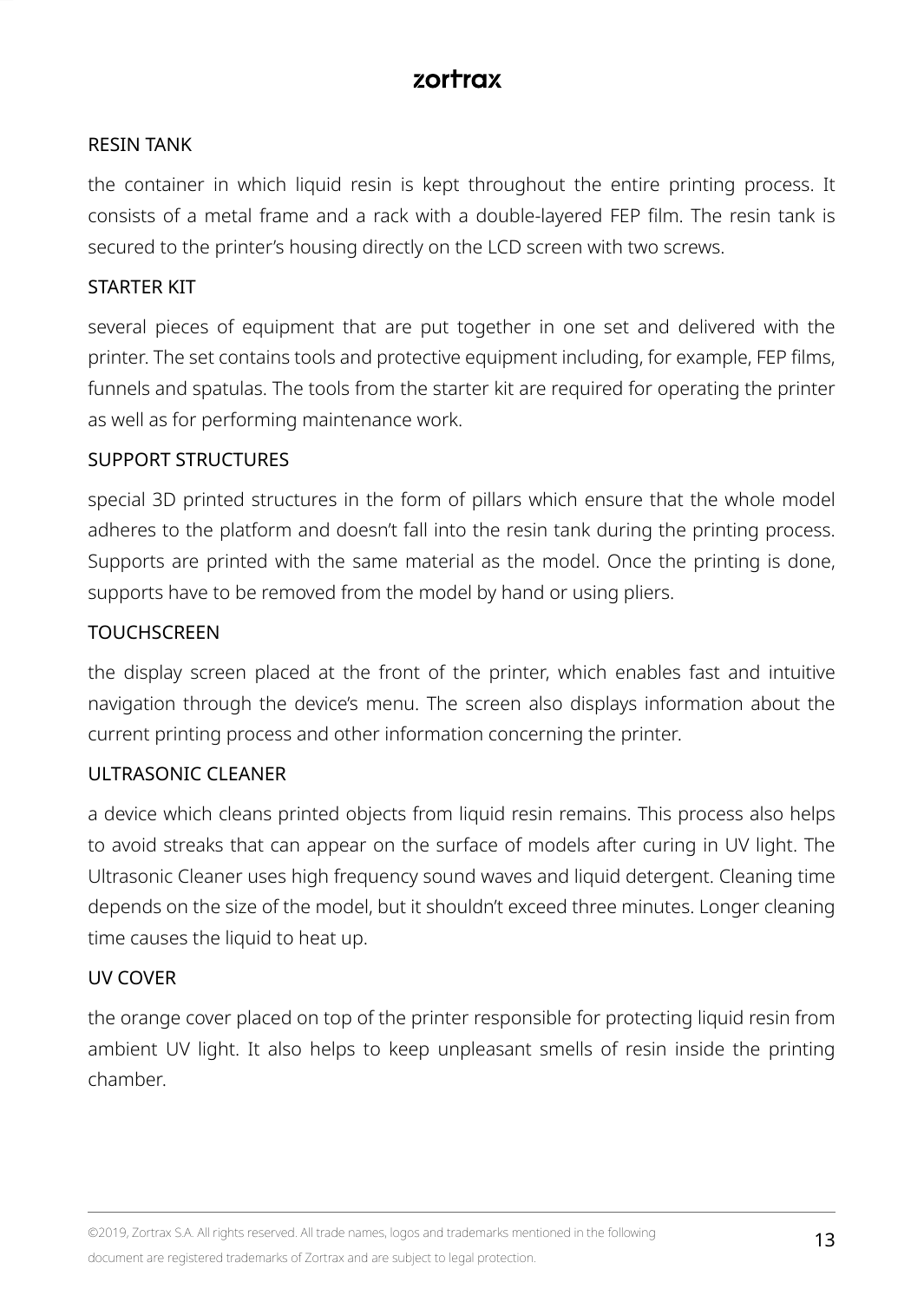RESIN TANK

the container in which liquid resin is kept throughout the entire printing process. It consists of a metal frame and a rack with a double-layered FEP film. The resin tank is secured to the printer's housing directly on the LCD screen with two screws.

STARTER KIT

several pieces of equipment that are put together in one set and delivered with the printer. The set contains tools and protective equipment including, for example, FEP films, funnels and spatulas. The tools from the starter kit are required for operating the printer as well as for performing maintenance work.

SUPPORT STRUCTURES

special 3D printed structures in the form of pillars which ensure that the whole model adheres to the platform and doesn't fall into the resin tank during the printing process. Supports are printed with the same material as the model. Once the printing is done, supports have to be removed from the model by hand or using pliers.

TOUCHSCREEN

the display screen placed at the front of the printer, which enables fast and intuitive navigation through the device's menu. The screen also displays information about the current printing process and other information concerning the printer.

ULTRASONIC CLEANER

a device which cleans printed objects from liquid resin remains. This process also helps to avoid streaks that can appear on the surface of models after curing in UV light. The Ultrasonic Cleaner uses high frequency sound waves and liquid detergent. Cleaning time depends on the size of the model, but it shouldn't exceed three minutes. Longer cleaning time causes the liquid to heat up.

UV COVER

the orange cover placed on top of the printer responsible for protecting liquid resin from ambient UV light. It also helps to keep unpleasant smells of resin inside the printing chamber.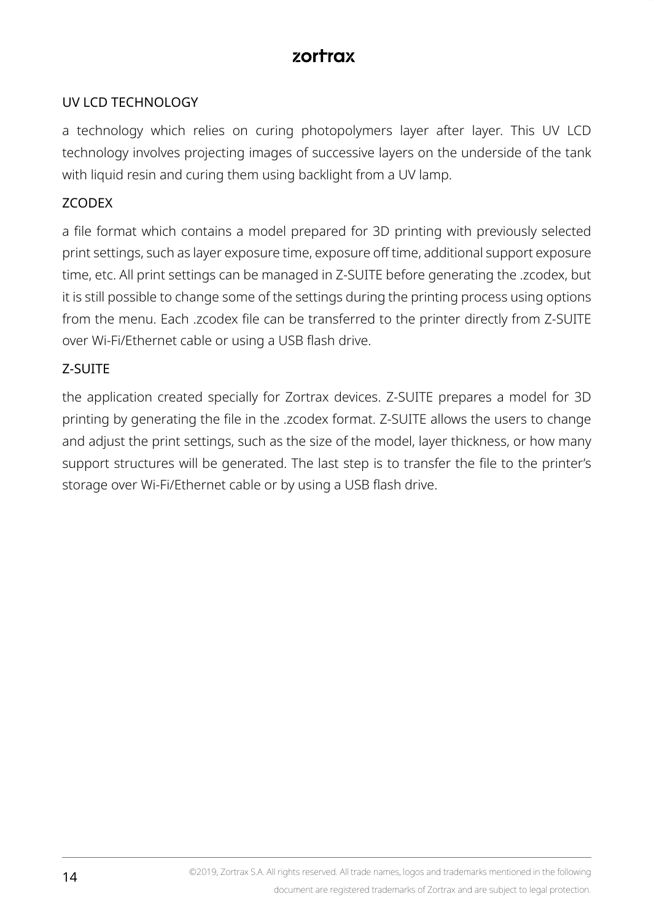### UV LCD TECHNOLOGY

a technology which relies on curing photopolymers layer after layer. This UV LCD technology involves projecting images of successive layers on the underside of the tank with liquid resin and curing them using backlight from a UV lamp.

### ZCODEX

a file format which contains a model prepared for 3D printing with previously selected print settings, such as layer exposure time, exposure off time, additional support exposure time, etc. All print settings can be managed in Z-SUITE before generating the .zcodex, but it is still possible to change some of the settings during the printing process using options from the menu. Each .zcodex file can be transferred to the printer directly from Z-SUITE over Wi-Fi/Ethernet cable or using a USB flash drive.

### Z-SUITE

the application created specially for Zortrax devices. Z-SUITE prepares a model for 3D printing by generating the file in the .zcodex format. Z-SUITE allows the users to change and adjust the print settings, such as the size of the model, layer thickness, or how many support structures will be generated. The last step is to transfer the file to the printer's storage over Wi-Fi/Ethernet cable or by using a USB flash drive.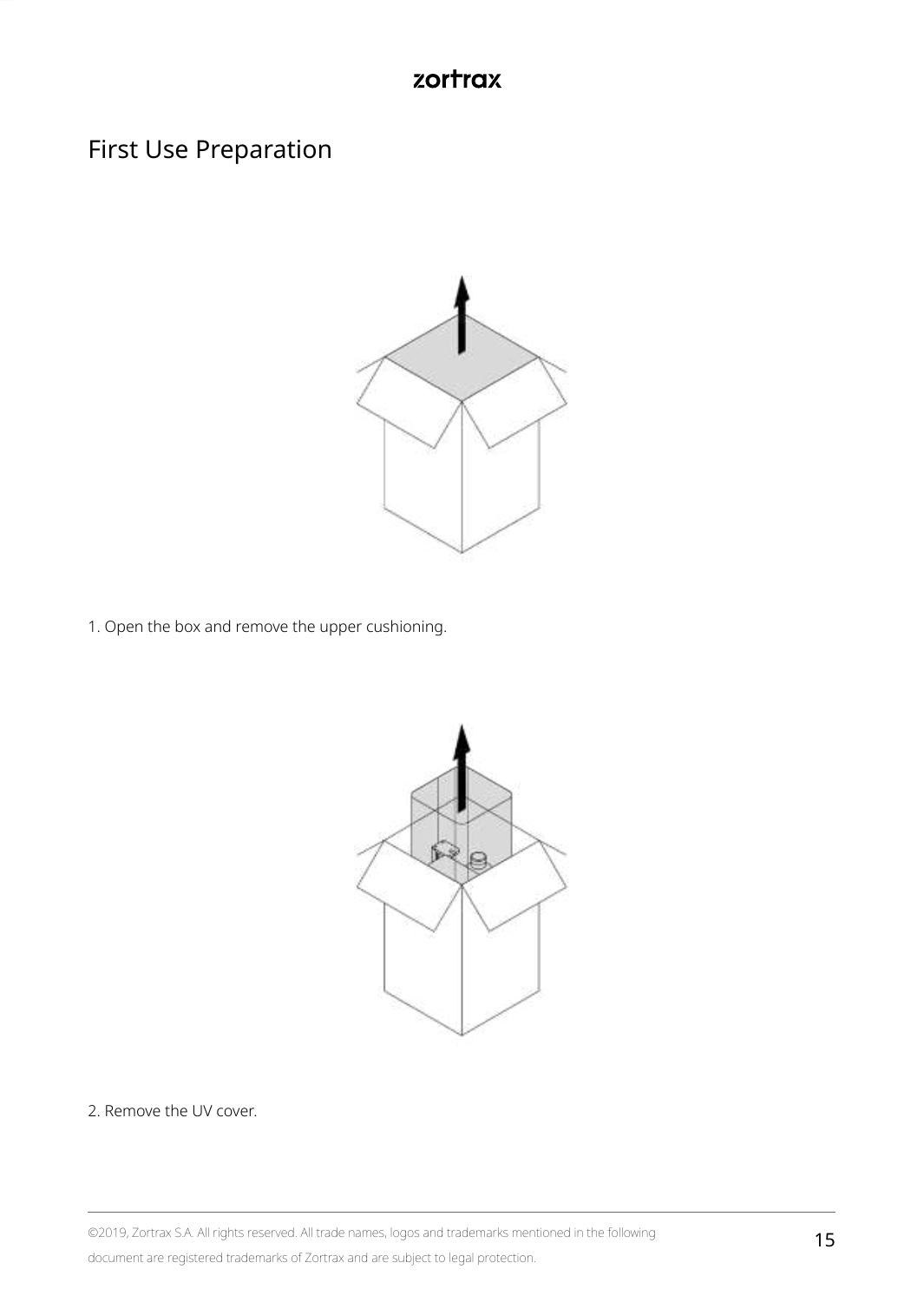# First Use Preparation

1. Open the box and remove the upper cushioning.

2. Remove the UV cover.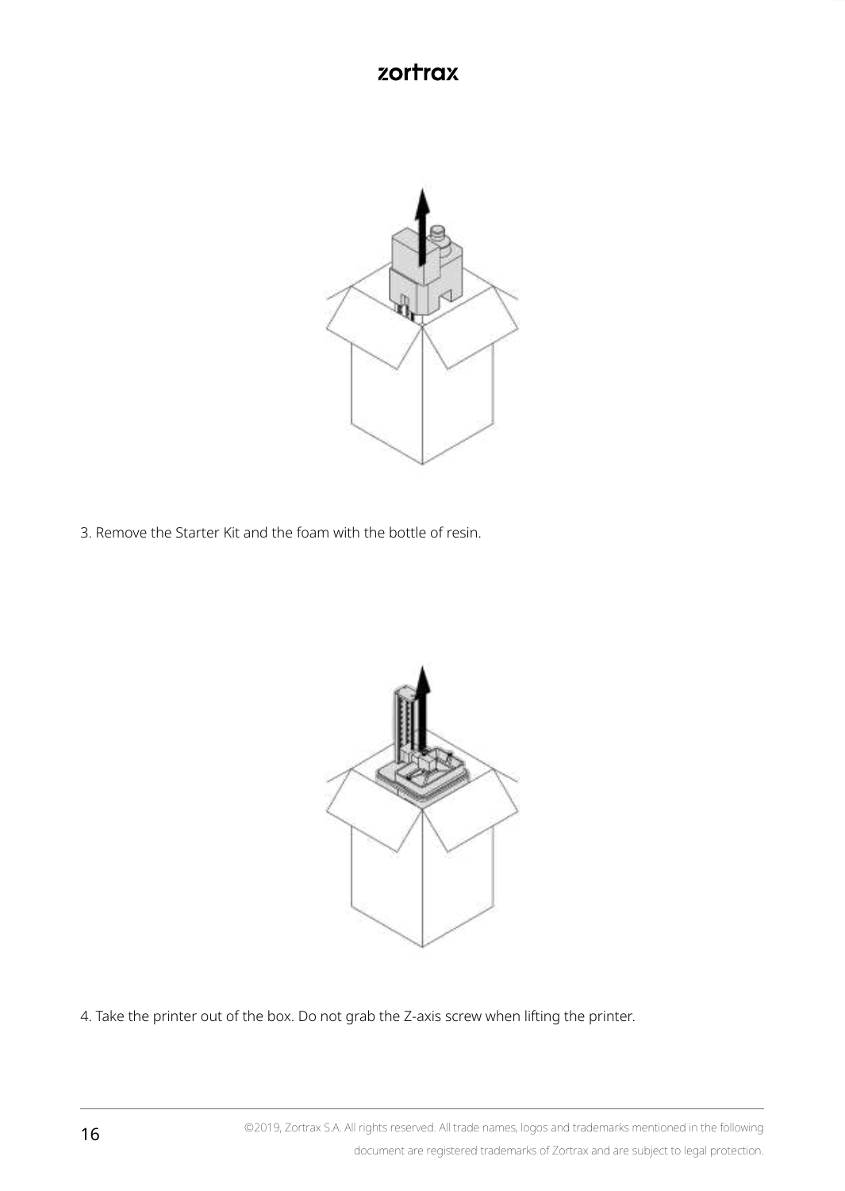3. Remove the Starter Kit and the foam with the bottle of resin.

4. Take the printer out of the box. Do not grab the Z-axis screw when lifting the printer.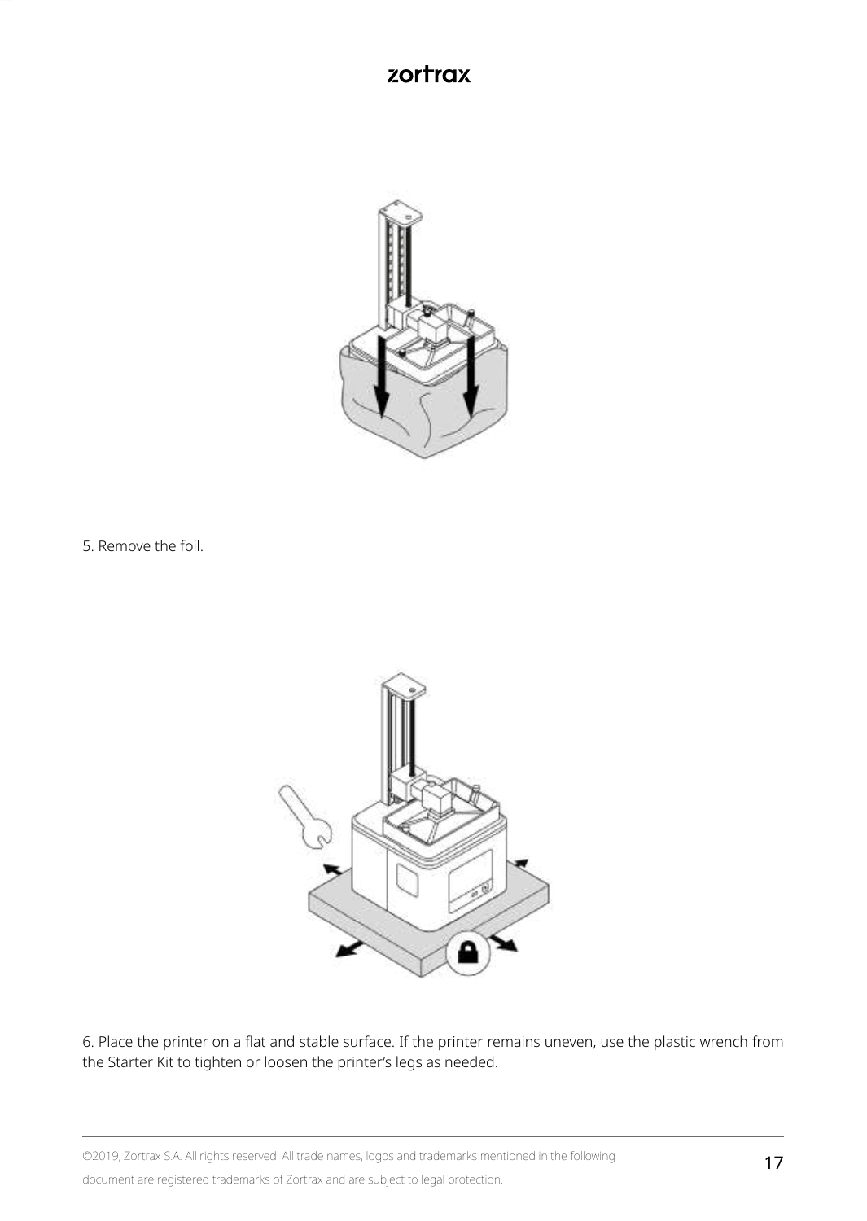5. Remove the foil.

6. Place the printer on a flat and stable surface. If the printer remains uneven, use the plastic wrench from the Starter Kit to tighten or loosen the printer's legs as needed.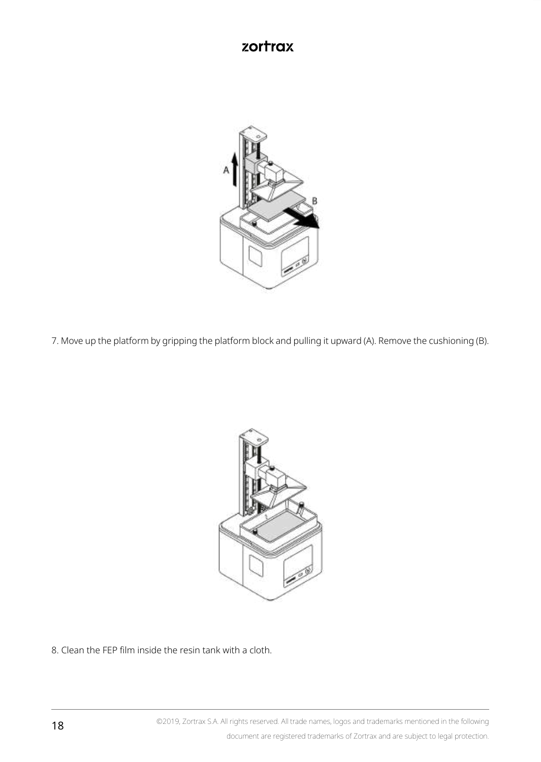7. Move up the platform by gripping the platform block and pulling it upward (A). Remove the cushioning (B).

8. Clean the FEP film inside the resin tank with a cloth.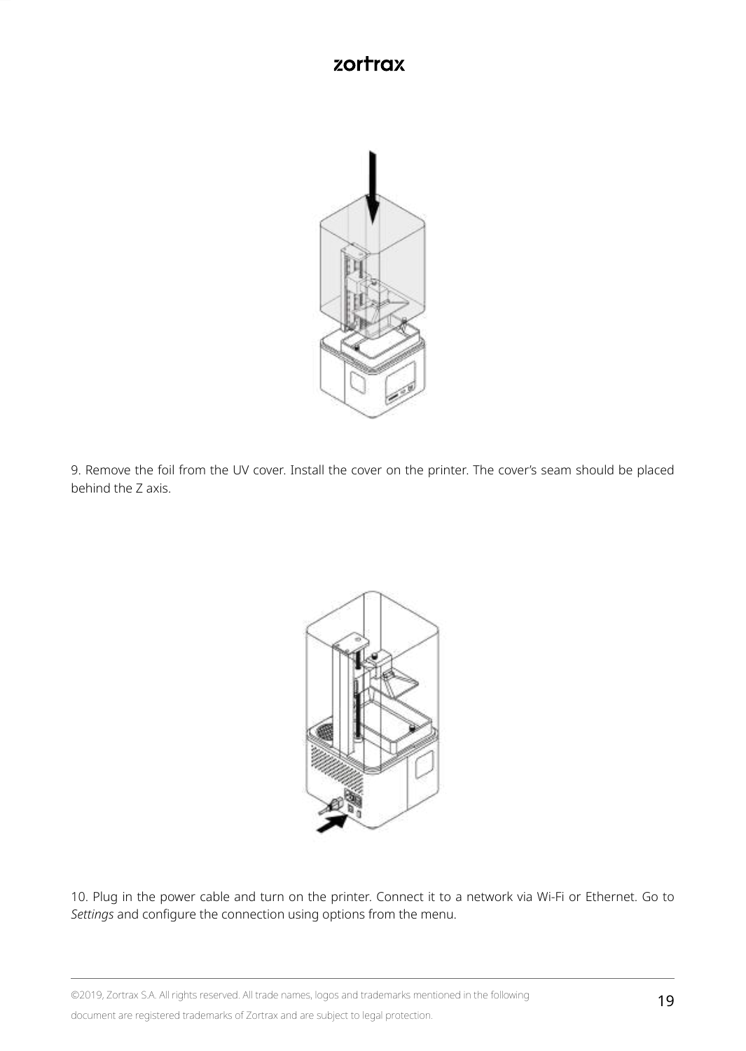9. Remove the foil from the UV cover. Install the cover on the printer. The cover's seam should be placed behind the Z axis.

10. Plug in the power cable and turn on the printer. Connect it to a network via Wi-Fi or Ethernet. Go to *Settings* and configure the connection using options from the menu.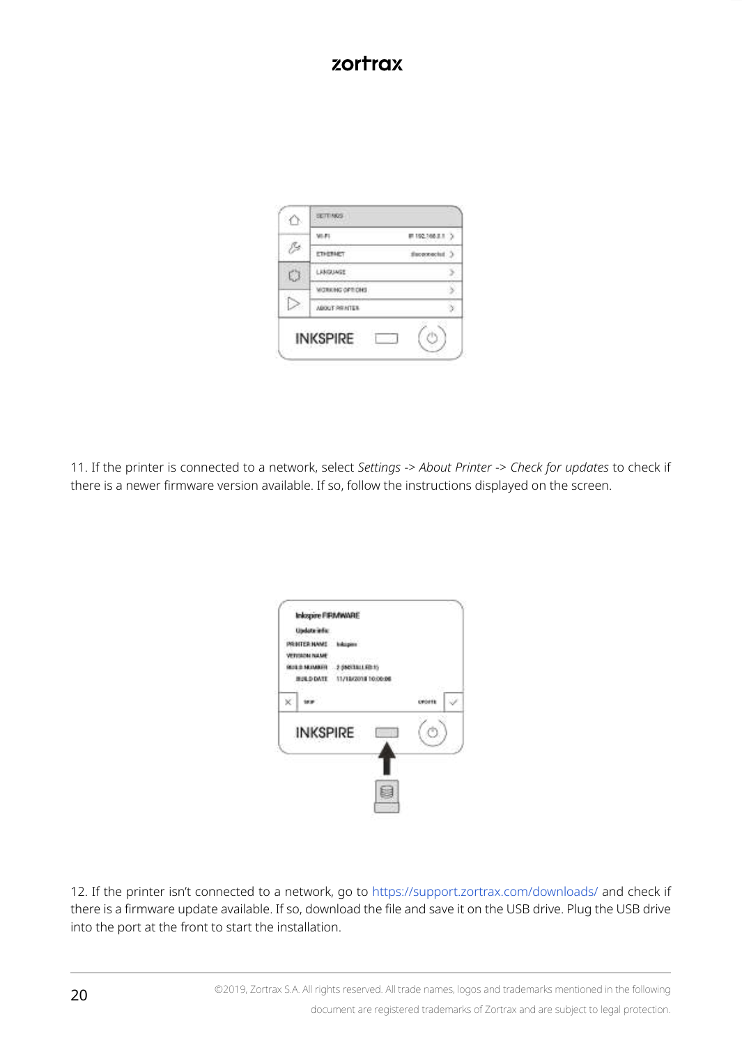11. If the printer is connected to a network, select *Settings -> About Printer -> Check for updates* to check if there is a newer firmware version available. If so, follow the instructions displayed on the screen.

12. If the printer isn't connected to a network, go to https://support.zortrax.com/downloads/ and check if there is a firmware update available. If so, download the file and save it on the USB drive. Plug the USB drive into the port at the front to start the installation.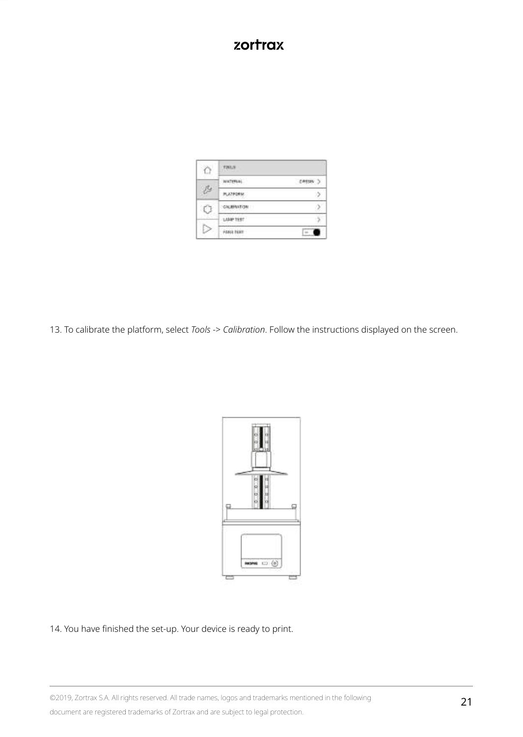13. To calibrate the platform, select *Tools* -> *Calibration*. Follow the instructions displayed on the screen.

14. You have finished the set-up. Your device is ready to print.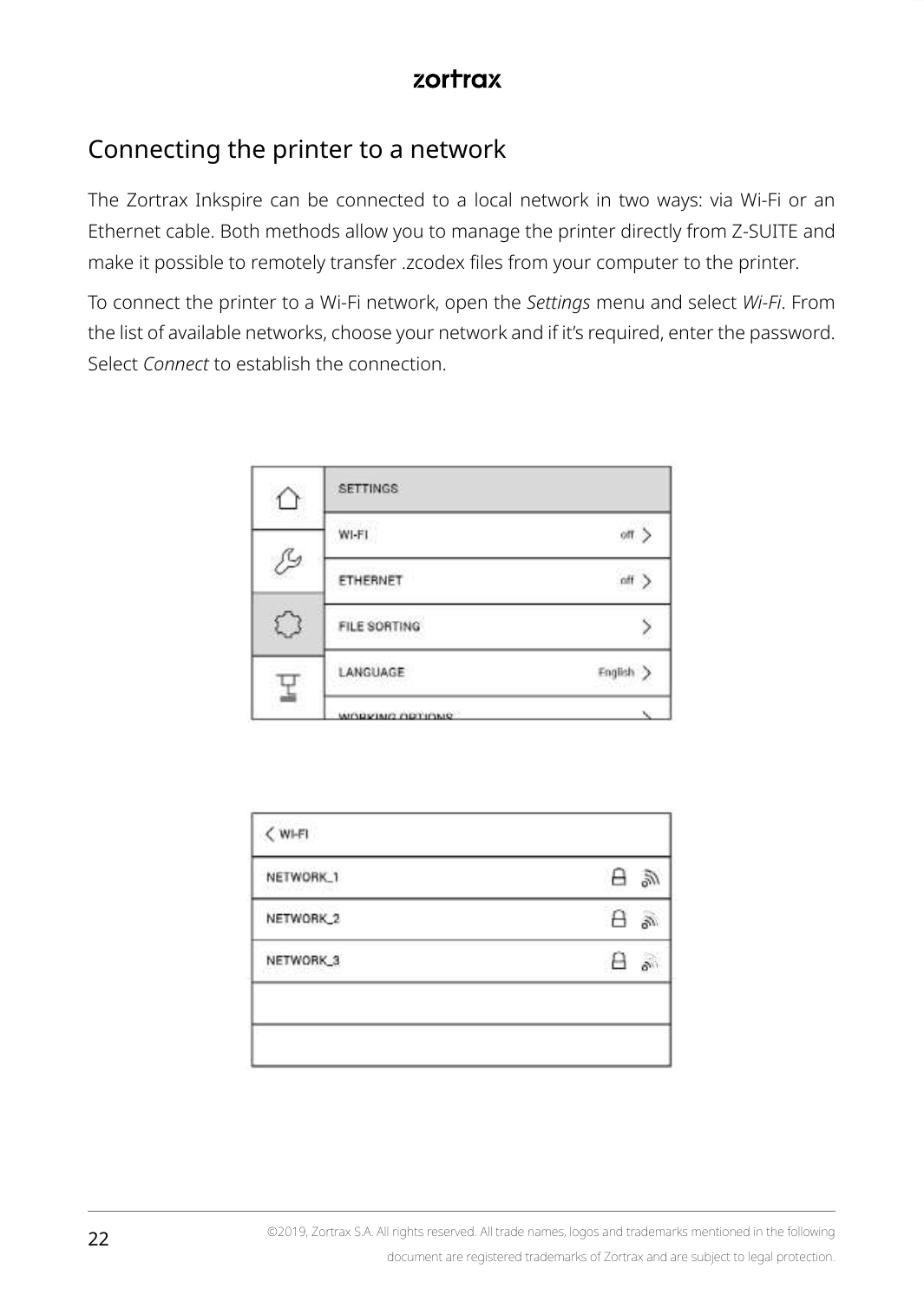## Connecting the printer to a network

The Zortrax Inkspire can be connected to a local network in two ways: via Wi-Fi or an Ethernet cable. Both methods allow you to manage the printer directly from Z-SUITE and make it possible to remotely transfer .zcodex files from your computer to the printer.

To connect the printer to a Wi-Fi network, open the *Settings* menu and select *Wi-Fi*. From the list of available networks, choose your network and if it's required, enter the password. Select *Connect* to establish the connection.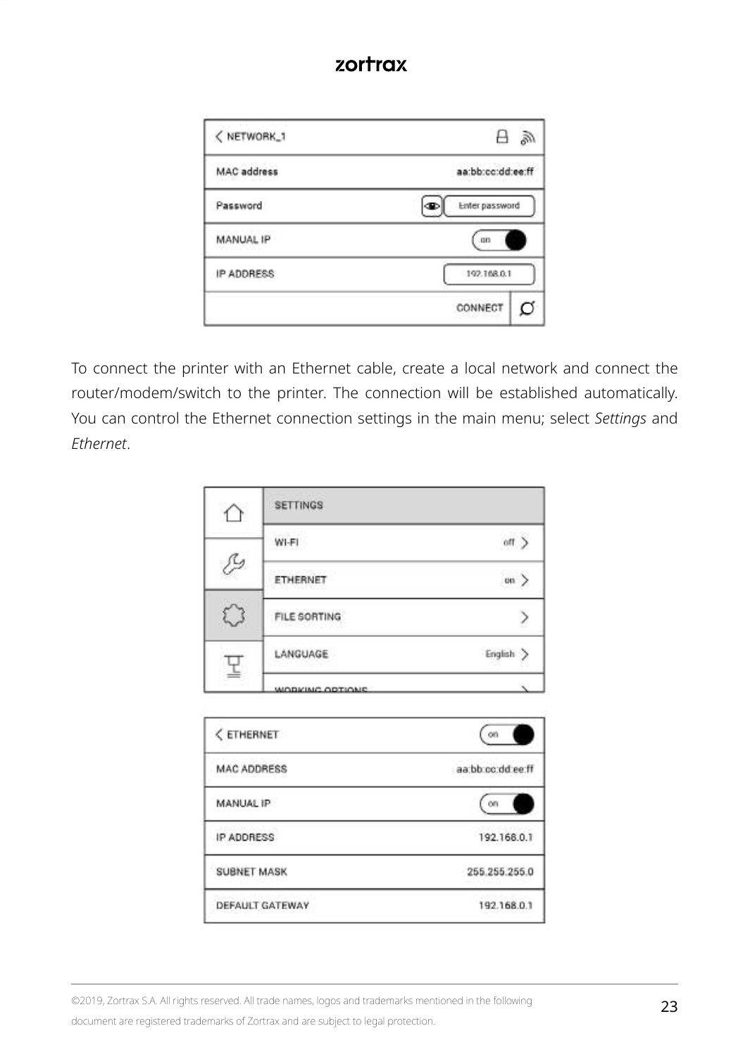| < NETWORK_1 | |
| --- | --- |
| MAC address | aa:bb:cc:dd:ee:ff |
| Password | Enter password |
| MANUAL IP | on |
| IP ADDRESS | 192.168.0.1 |
| | CONNECT |

To connect the printer with an Ethernet cable, create a local network and connect the router/modem/switch to the printer. The connection will be established automatically. You can control the Ethernet connection settings in the main menu; select *Settings* and *Ethernet*.

| SETTINGS | |
| --- | --- |
| WI-FI | off > |
| ETHERNET | on > |
| FILE SORTING | > |
| LANGUAGE | English > |
| WORKING OPTIONS | > |

| < ETHERNET | on |
| --- | --- |
| MAC ADDRESS | aa:bb:cc:dd:ee:ff |
| MANUAL IP | on |
| IP ADDRESS | 192.168.0.1 |
| SUBNET MASK | 255.255.255.0 |
| DEFAULT GATEWAY | 192.168.0.1 |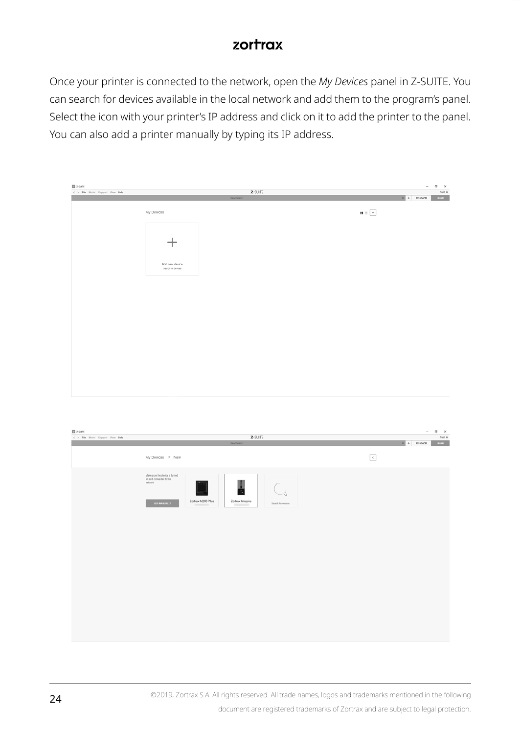Once your printer is connected to the network, open the *My Devices* panel in Z-SUITE. You can search for devices available in the local network and add them to the program's panel. Select the icon with your printer's IP address and click on it to add the printer to the panel. You can also add a printer manually by typing its IP address.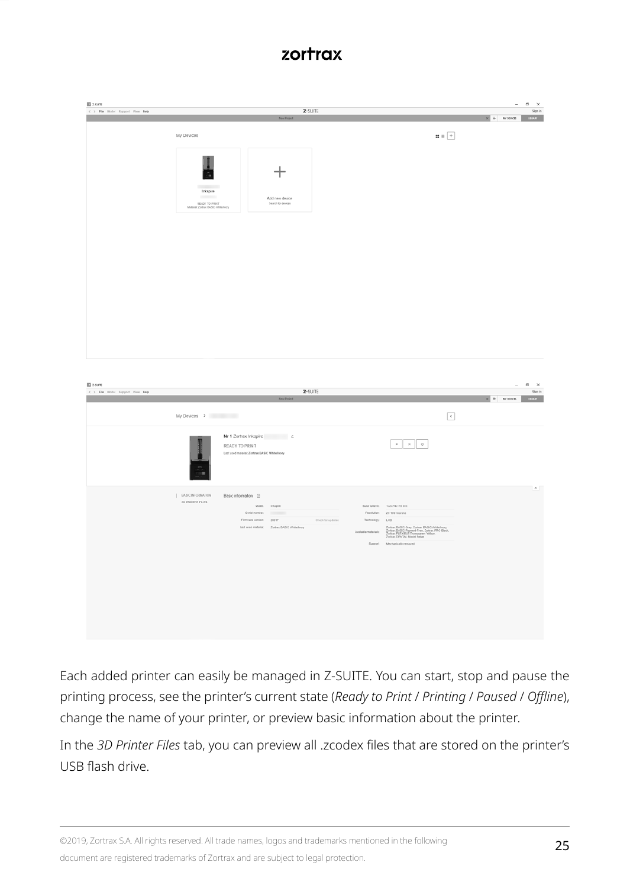Each added printer can easily be managed in Z-SUITE. You can start, stop and pause the printing process, see the printer's current state (*Ready to Print* / *Printing* / *Paused* / *Offline*), change the name of your printer, or preview basic information about the printer.

In the *3D Printer Files* tab, you can preview all .zcodex files that are stored on the printer's USB flash drive.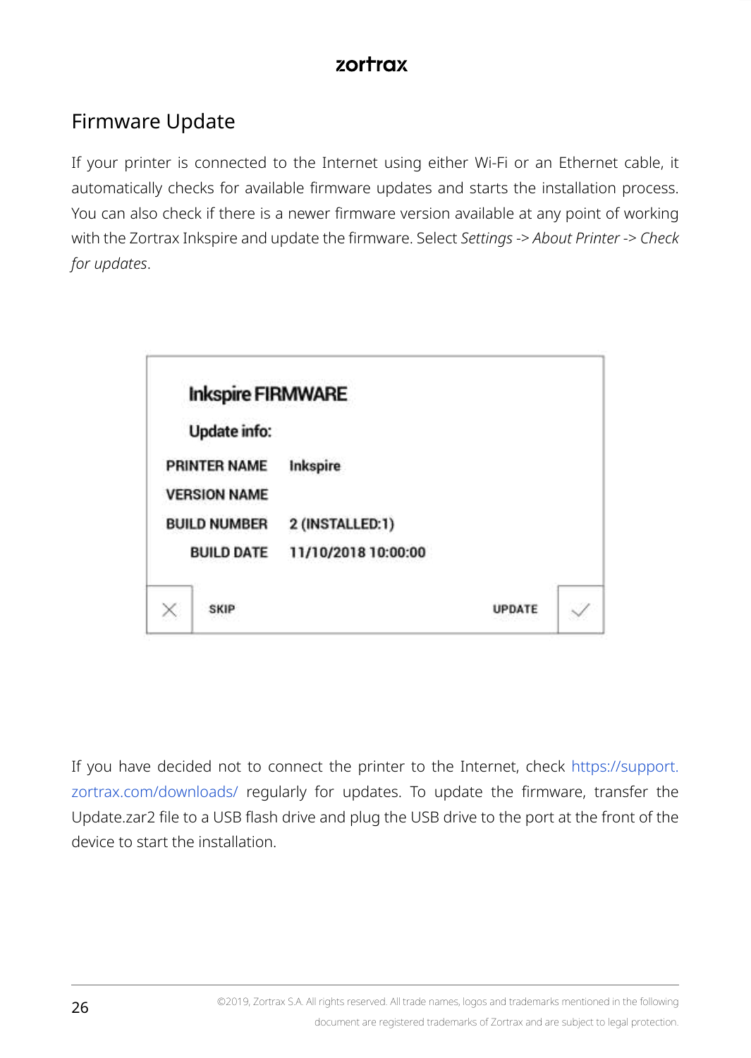# Firmware Update

If your printer is connected to the Internet using either Wi-Fi or an Ethernet cable, it automatically checks for available firmware updates and starts the installation process. You can also check if there is a newer firmware version available at any point of working with the Zortrax Inkspire and update the firmware. Select *Settings -> About Printer -> Check for updates*.

**Inkspire FIRMWARE**

**Update info:**

| | |
|---|---|
| PRINTER NAME | Inkspire |
| VERSION NAME | |
| BUILD NUMBER | 2 (INSTALLED:1) |
| BUILD DATE | 11/10/2018 10:00:00 |

SKIP — UPDATE

If you have decided not to connect the printer to the Internet, check https://support.zortrax.com/downloads/ regularly for updates. To update the firmware, transfer the Update.zar2 file to a USB flash drive and plug the USB drive to the port at the front of the device to start the installation.

©2019, Zortrax S.A. All rights reserved. All trade names, logos and trademarks mentioned in the following document are registered trademarks of Zortrax and are subject to legal protection.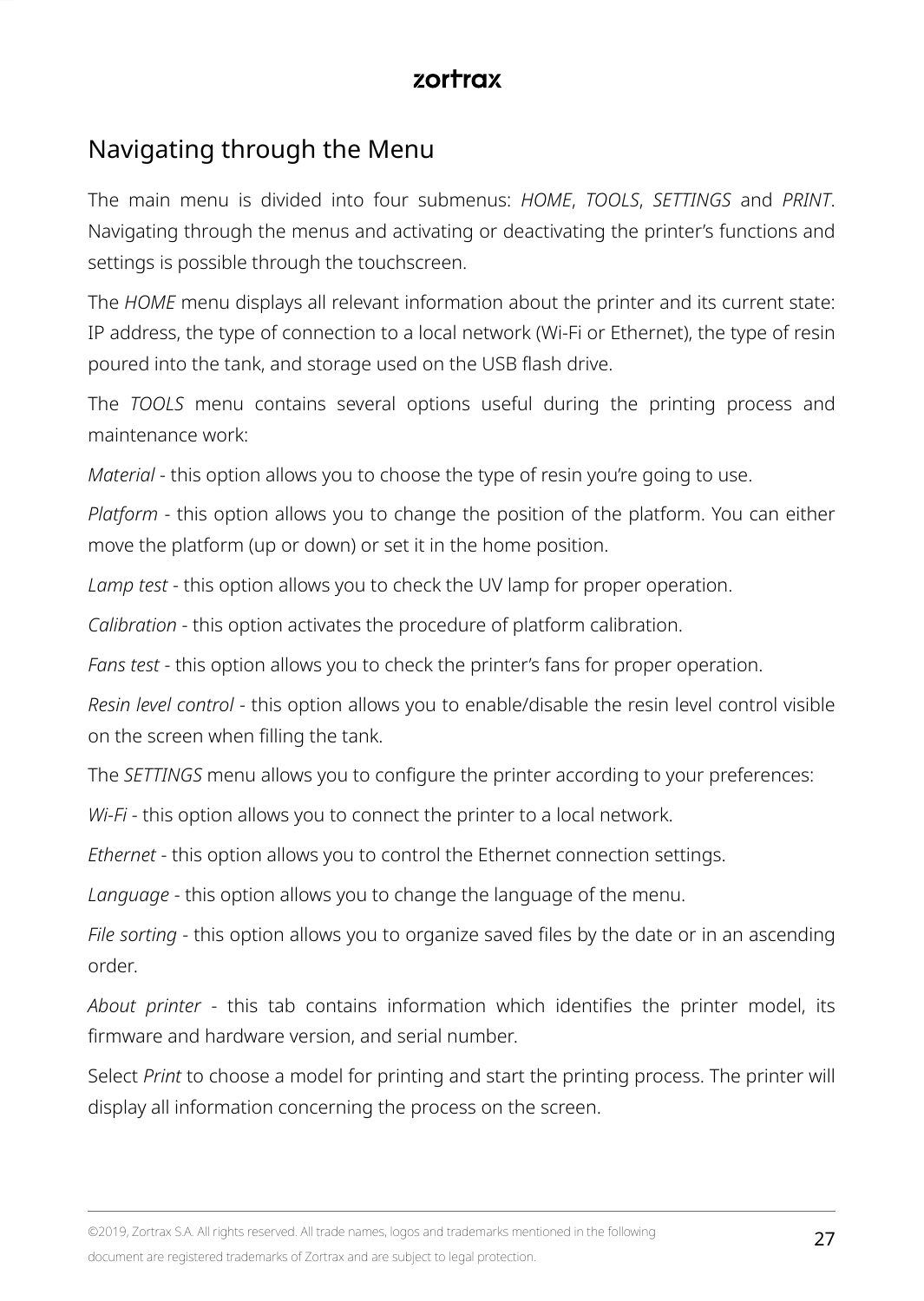## Navigating through the Menu

The main menu is divided into four submenus: *HOME*, *TOOLS*, *SETTINGS* and *PRINT*. Navigating through the menus and activating or deactivating the printer's functions and settings is possible through the touchscreen.

The *HOME* menu displays all relevant information about the printer and its current state: IP address, the type of connection to a local network (Wi-Fi or Ethernet), the type of resin poured into the tank, and storage used on the USB flash drive.

The *TOOLS* menu contains several options useful during the printing process and maintenance work:

*Material* - this option allows you to choose the type of resin you're going to use.

*Platform* - this option allows you to change the position of the platform. You can either move the platform (up or down) or set it in the home position.

*Lamp test* - this option allows you to check the UV lamp for proper operation.

*Calibration* - this option activates the procedure of platform calibration.

*Fans test* - this option allows you to check the printer's fans for proper operation.

*Resin level control* - this option allows you to enable/disable the resin level control visible on the screen when filling the tank.

The *SETTINGS* menu allows you to configure the printer according to your preferences:

*Wi-Fi* - this option allows you to connect the printer to a local network.

*Ethernet* - this option allows you to control the Ethernet connection settings.

*Language* - this option allows you to change the language of the menu.

*File sorting* - this option allows you to organize saved files by the date or in an ascending order.

*About printer* - this tab contains information which identifies the printer model, its firmware and hardware version, and serial number.

Select *Print* to choose a model for printing and start the printing process. The printer will display all information concerning the process on the screen.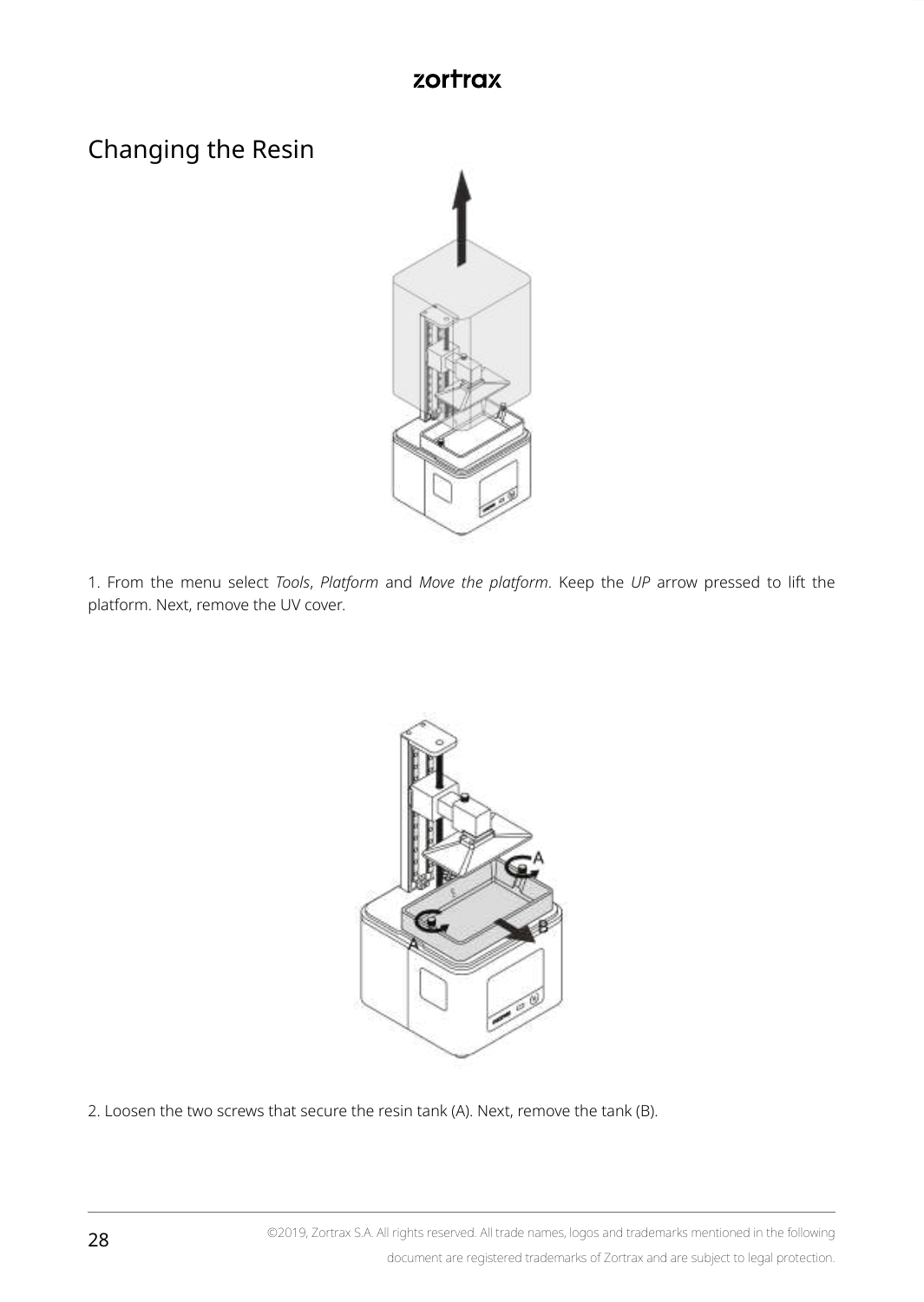## Changing the Resin

1. From the menu select *Tools*, *Platform* and *Move the platform*. Keep the *UP* arrow pressed to lift the platform. Next, remove the UV cover.

2. Loosen the two screws that secure the resin tank (A). Next, remove the tank (B).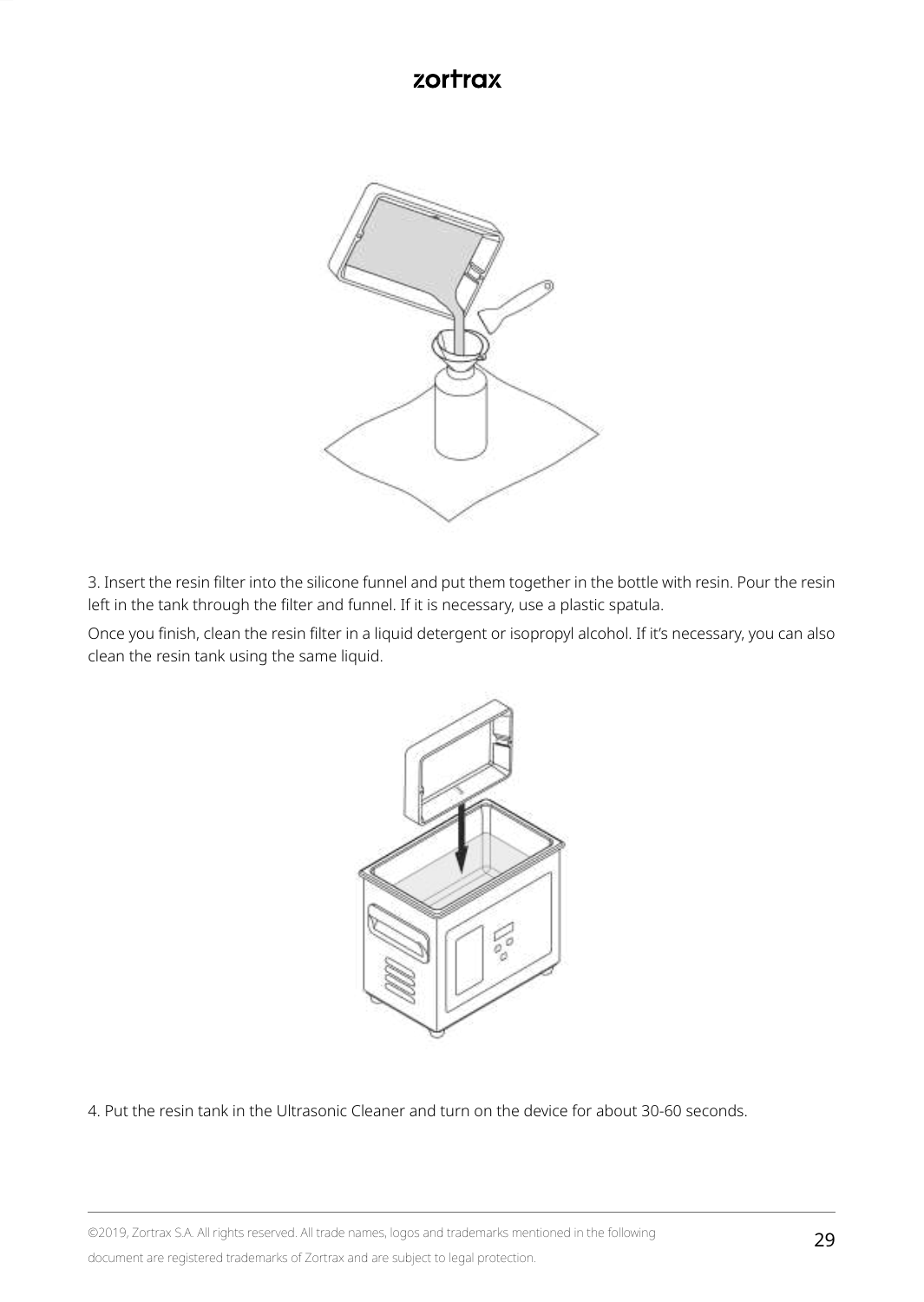3. Insert the resin filter into the silicone funnel and put them together in the bottle with resin. Pour the resin left in the tank through the filter and funnel. If it is necessary, use a plastic spatula.

Once you finish, clean the resin filter in a liquid detergent or isopropyl alcohol. If it's necessary, you can also clean the resin tank using the same liquid.

4. Put the resin tank in the Ultrasonic Cleaner and turn on the device for about 30-60 seconds.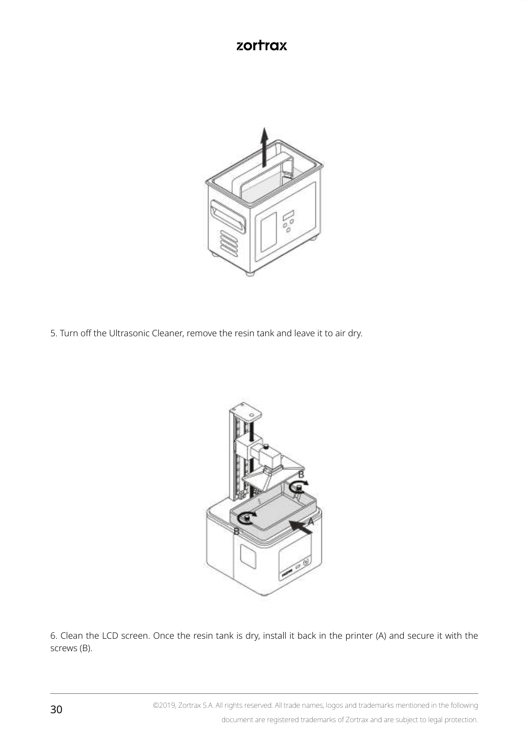5. Turn off the Ultrasonic Cleaner, remove the resin tank and leave it to air dry.

6. Clean the LCD screen. Once the resin tank is dry, install it back in the printer (A) and secure it with the screws (B).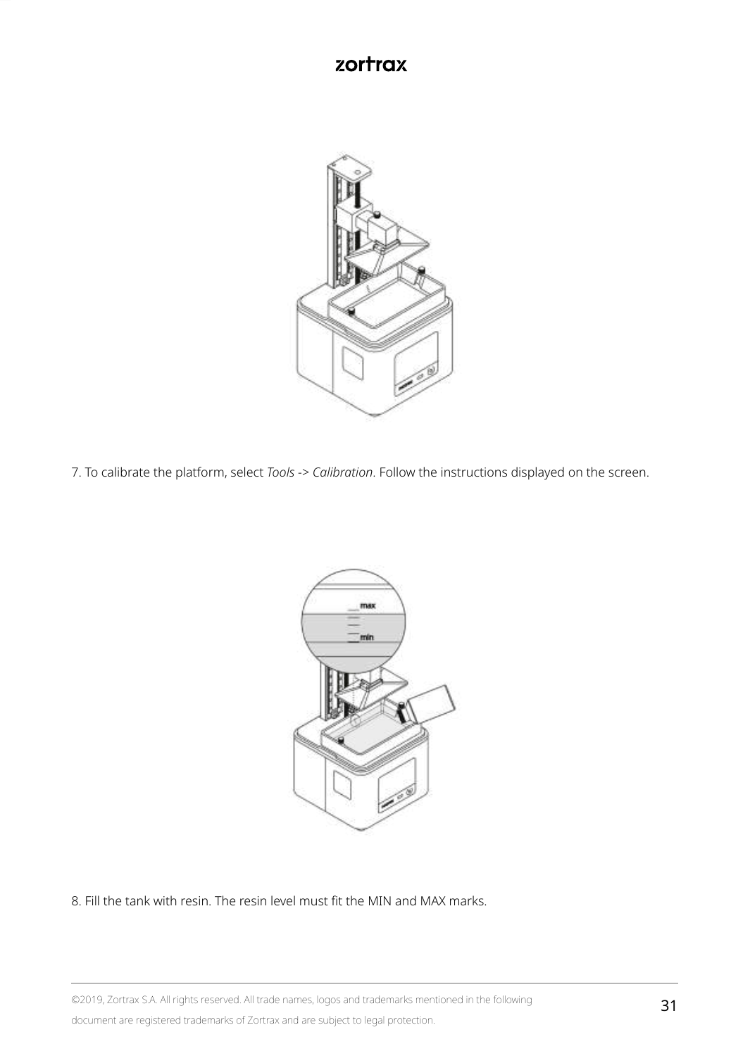7. To calibrate the platform, select *Tools -> Calibration*. Follow the instructions displayed on the screen.

8. Fill the tank with resin. The resin level must fit the MIN and MAX marks.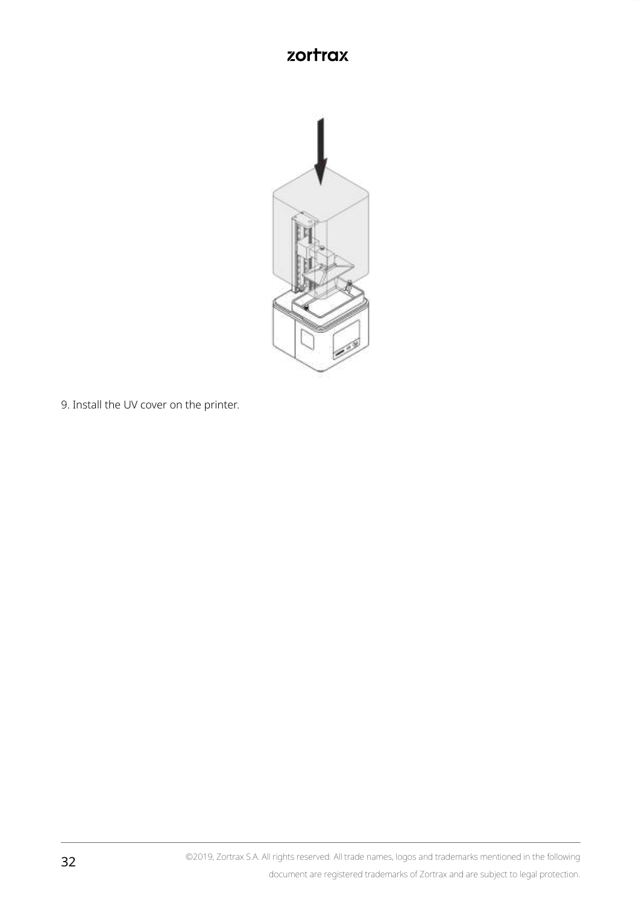9. Install the UV cover on the printer.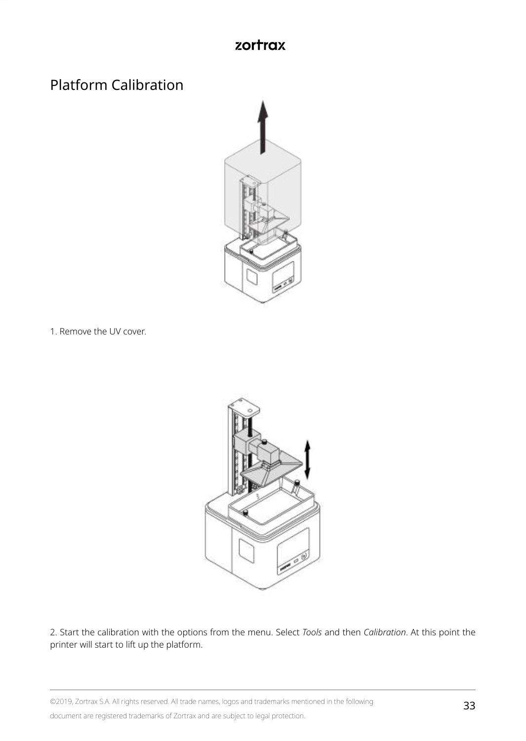## Platform Calibration

1. Remove the UV cover.

2. Start the calibration with the options from the menu. Select *Tools* and then *Calibration*. At this point the printer will start to lift up the platform.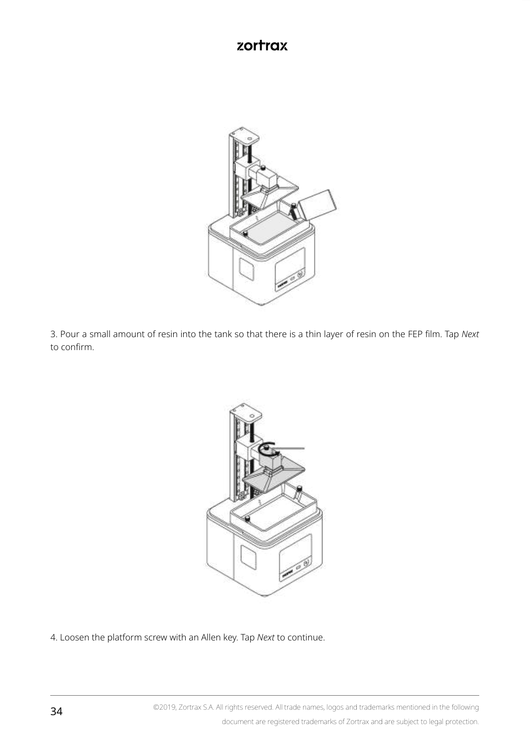3. Pour a small amount of resin into the tank so that there is a thin layer of resin on the FEP film. Tap *Next* to confirm.

4. Loosen the platform screw with an Allen key. Tap *Next* to continue.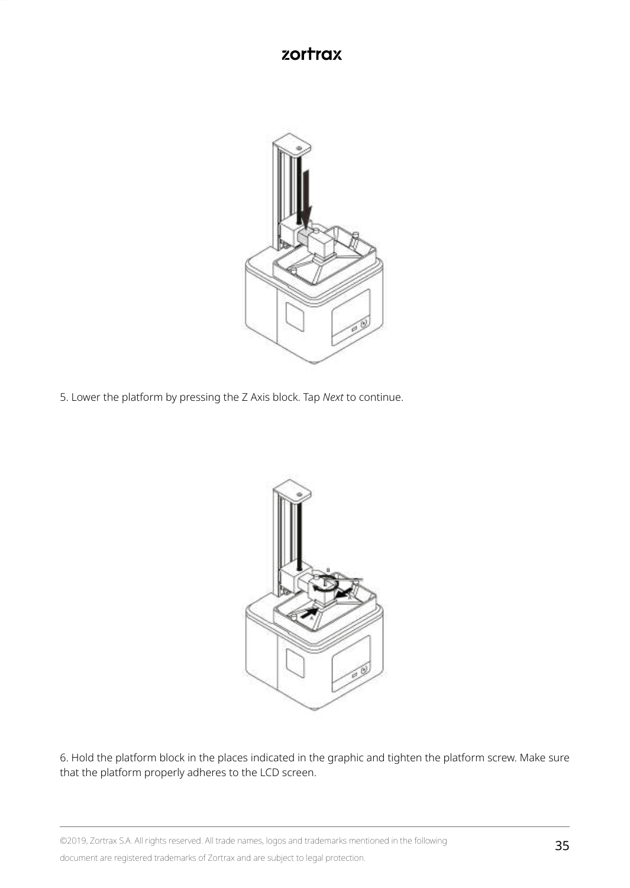5. Lower the platform by pressing the Z Axis block. Tap *Next* to continue.

6. Hold the platform block in the places indicated in the graphic and tighten the platform screw. Make sure that the platform properly adheres to the LCD screen.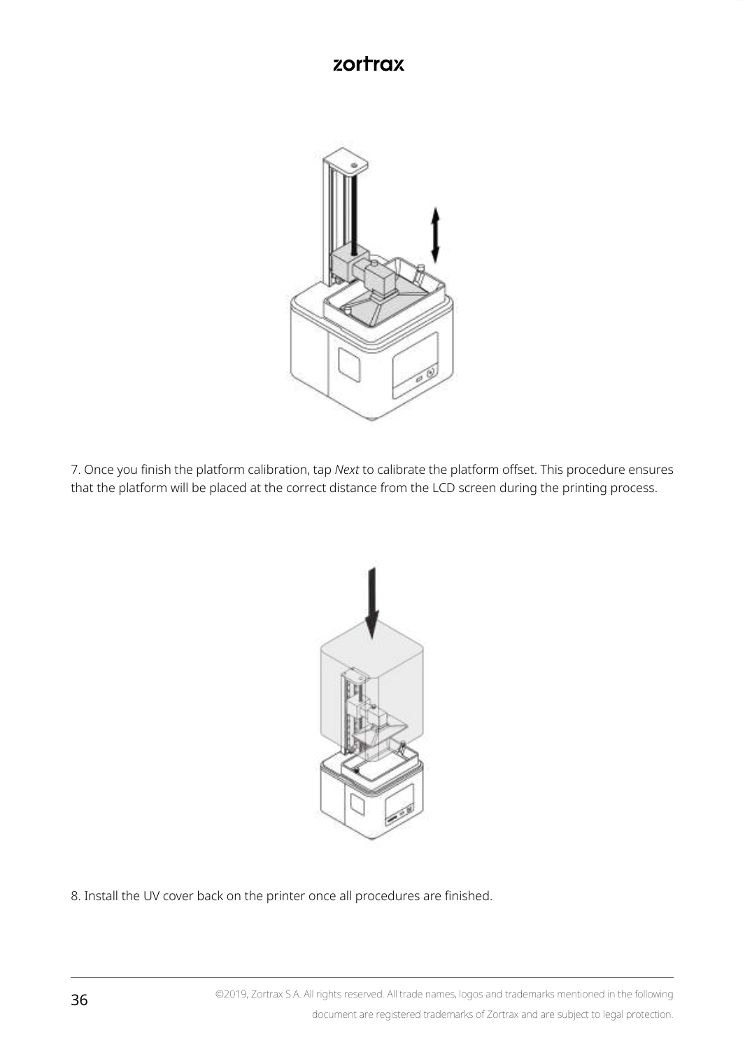7. Once you finish the platform calibration, tap *Next* to calibrate the platform offset. This procedure ensures that the platform will be placed at the correct distance from the LCD screen during the printing process.

8. Install the UV cover back on the printer once all procedures are finished.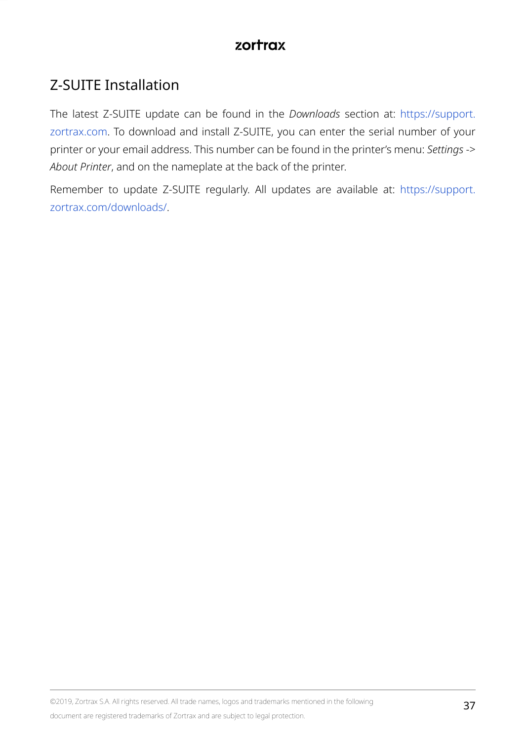## Z-SUITE Installation

The latest Z-SUITE update can be found in the *Downloads* section at: https://support.zortrax.com. To download and install Z-SUITE, you can enter the serial number of your printer or your email address. This number can be found in the printer's menu: *Settings* -> *About Printer*, and on the nameplate at the back of the printer.

Remember to update Z-SUITE regularly. All updates are available at: https://support.zortrax.com/downloads/.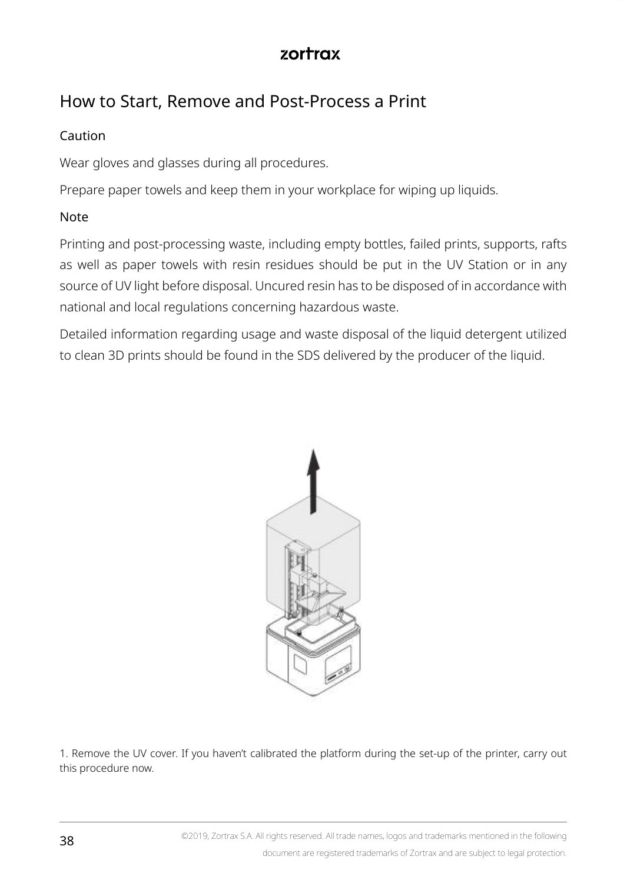# How to Start, Remove and Post-Process a Print

Caution

Wear gloves and glasses during all procedures.

Prepare paper towels and keep them in your workplace for wiping up liquids.

Note

Printing and post-processing waste, including empty bottles, failed prints, supports, rafts as well as paper towels with resin residues should be put in the UV Station or in any source of UV light before disposal. Uncured resin has to be disposed of in accordance with national and local regulations concerning hazardous waste.

Detailed information regarding usage and waste disposal of the liquid detergent utilized to clean 3D prints should be found in the SDS delivered by the producer of the liquid.

1. Remove the UV cover. If you haven't calibrated the platform during the set-up of the printer, carry out this procedure now.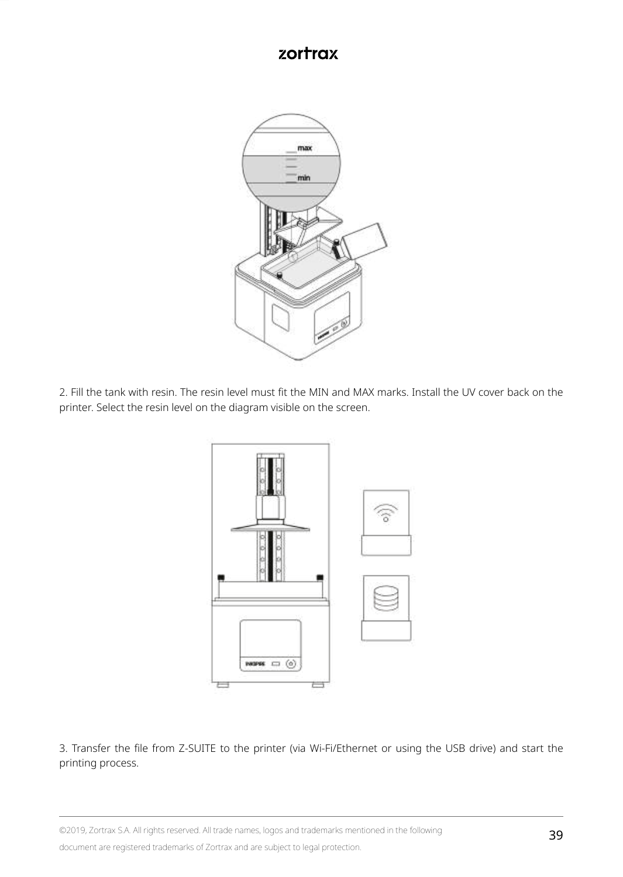2. Fill the tank with resin. The resin level must fit the MIN and MAX marks. Install the UV cover back on the printer. Select the resin level on the diagram visible on the screen.

3. Transfer the file from Z-SUITE to the printer (via Wi-Fi/Ethernet or using the USB drive) and start the printing process.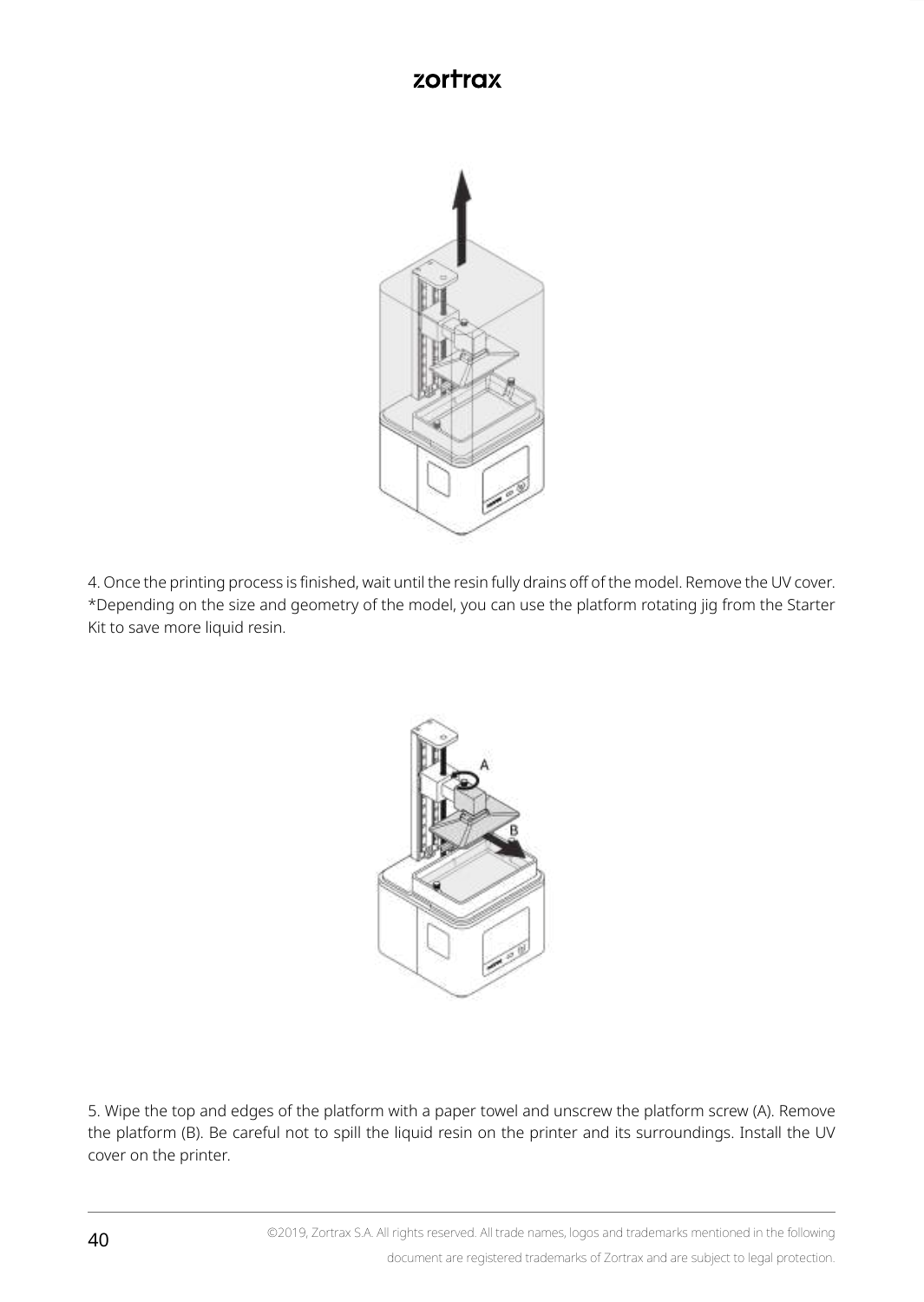4. Once the printing process is finished, wait until the resin fully drains off of the model. Remove the UV cover. *Depending on the size and geometry of the model, you can use the platform rotating jig from the Starter Kit to save more liquid resin.

5. Wipe the top and edges of the platform with a paper towel and unscrew the platform screw (A). Remove the platform (B). Be careful not to spill the liquid resin on the printer and its surroundings. Install the UV cover on the printer.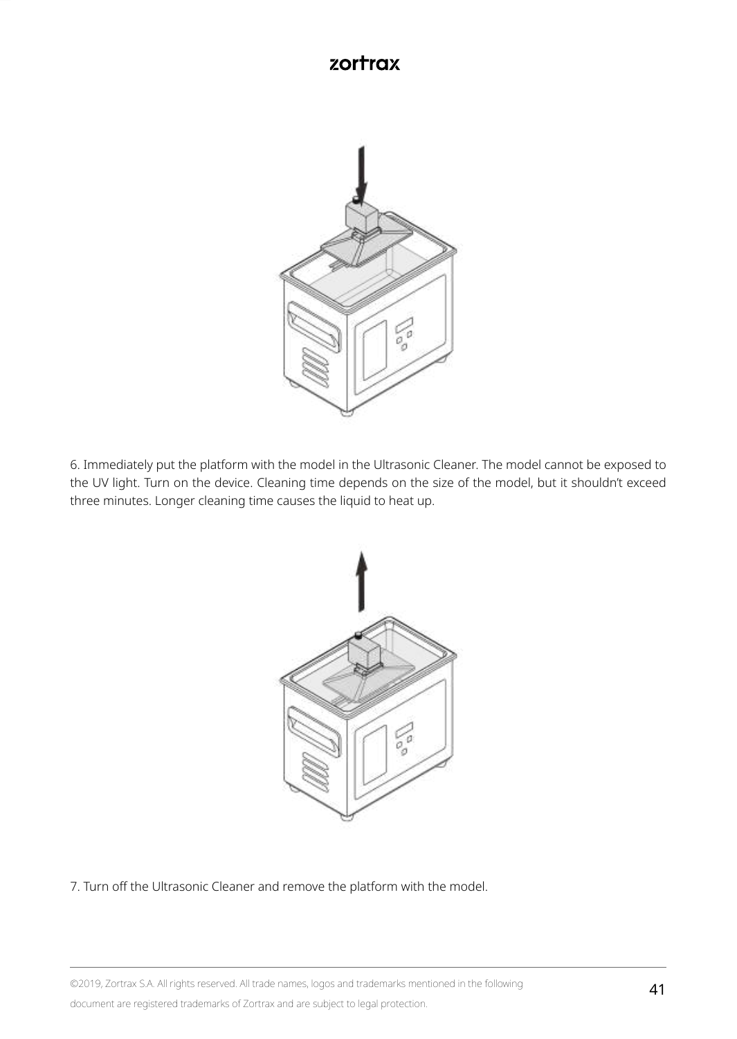6. Immediately put the platform with the model in the Ultrasonic Cleaner. The model cannot be exposed to the UV light. Turn on the device. Cleaning time depends on the size of the model, but it shouldn't exceed three minutes. Longer cleaning time causes the liquid to heat up.

7. Turn off the Ultrasonic Cleaner and remove the platform with the model.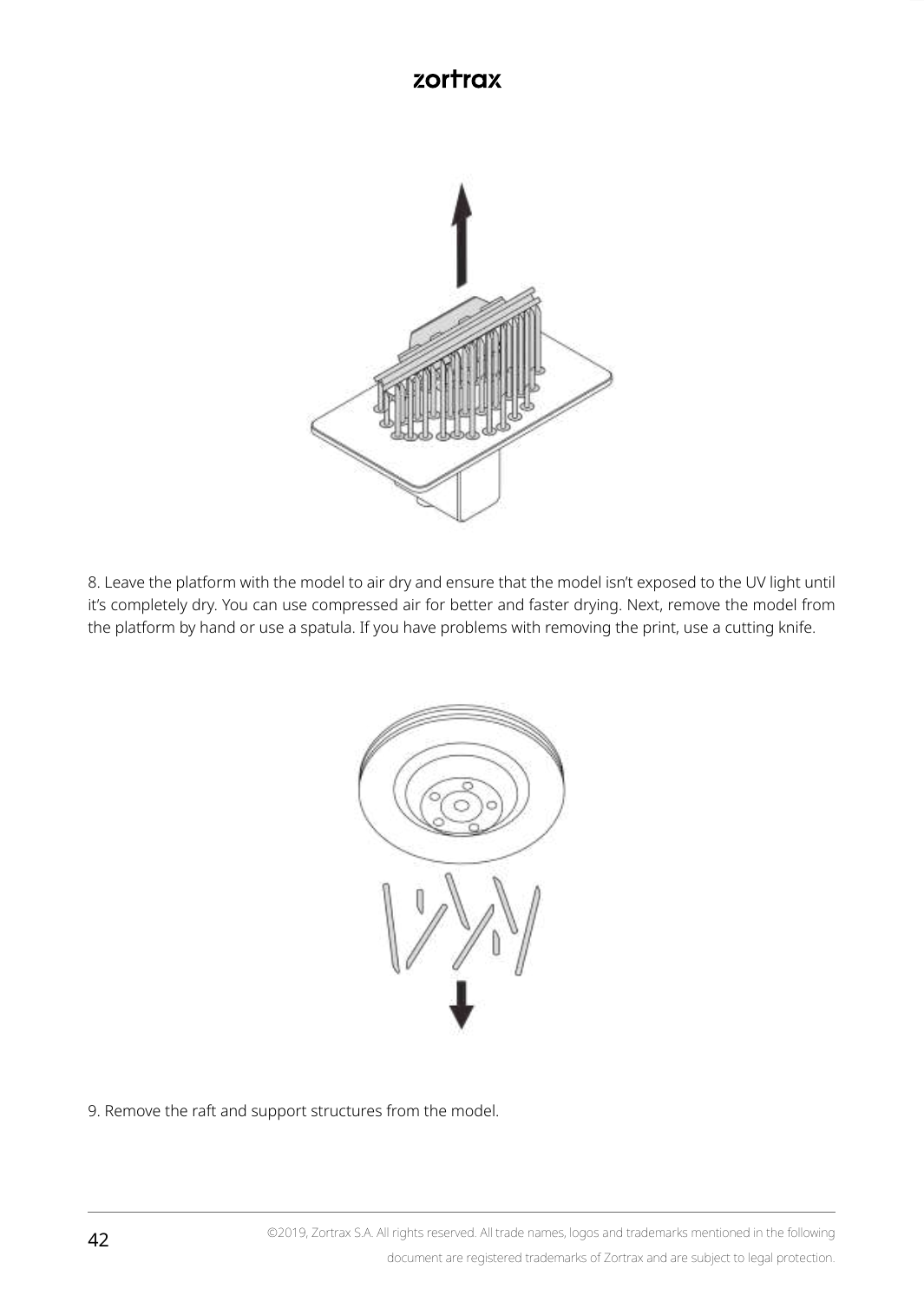8. Leave the platform with the model to air dry and ensure that the model isn't exposed to the UV light until it's completely dry. You can use compressed air for better and faster drying. Next, remove the model from the platform by hand or use a spatula. If you have problems with removing the print, use a cutting knife.

9. Remove the raft and support structures from the model.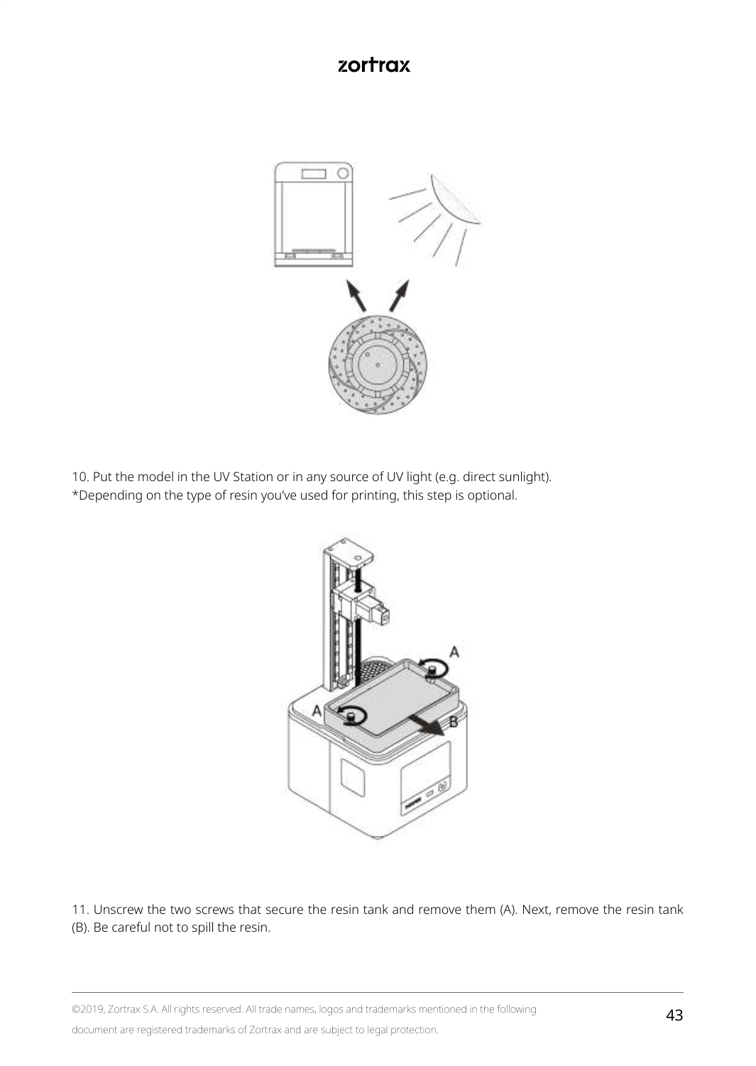10. Put the model in the UV Station or in any source of UV light (e.g. direct sunlight).
*Depending on the type of resin you've used for printing, this step is optional.

11. Unscrew the two screws that secure the resin tank and remove them (A). Next, remove the resin tank (B). Be careful not to spill the resin.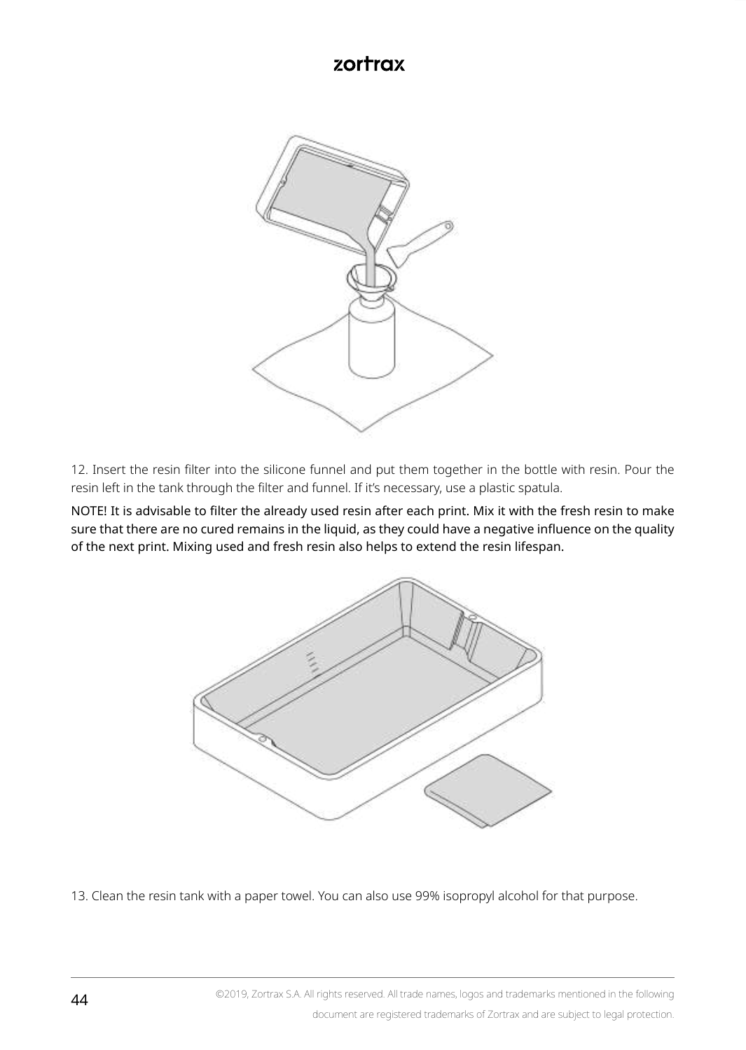12. Insert the resin filter into the silicone funnel and put them together in the bottle with resin. Pour the resin left in the tank through the filter and funnel. If it's necessary, use a plastic spatula.

NOTE! It is advisable to filter the already used resin after each print. Mix it with the fresh resin to make sure that there are no cured remains in the liquid, as they could have a negative influence on the quality of the next print. Mixing used and fresh resin also helps to extend the resin lifespan.

13. Clean the resin tank with a paper towel. You can also use 99% isopropyl alcohol for that purpose.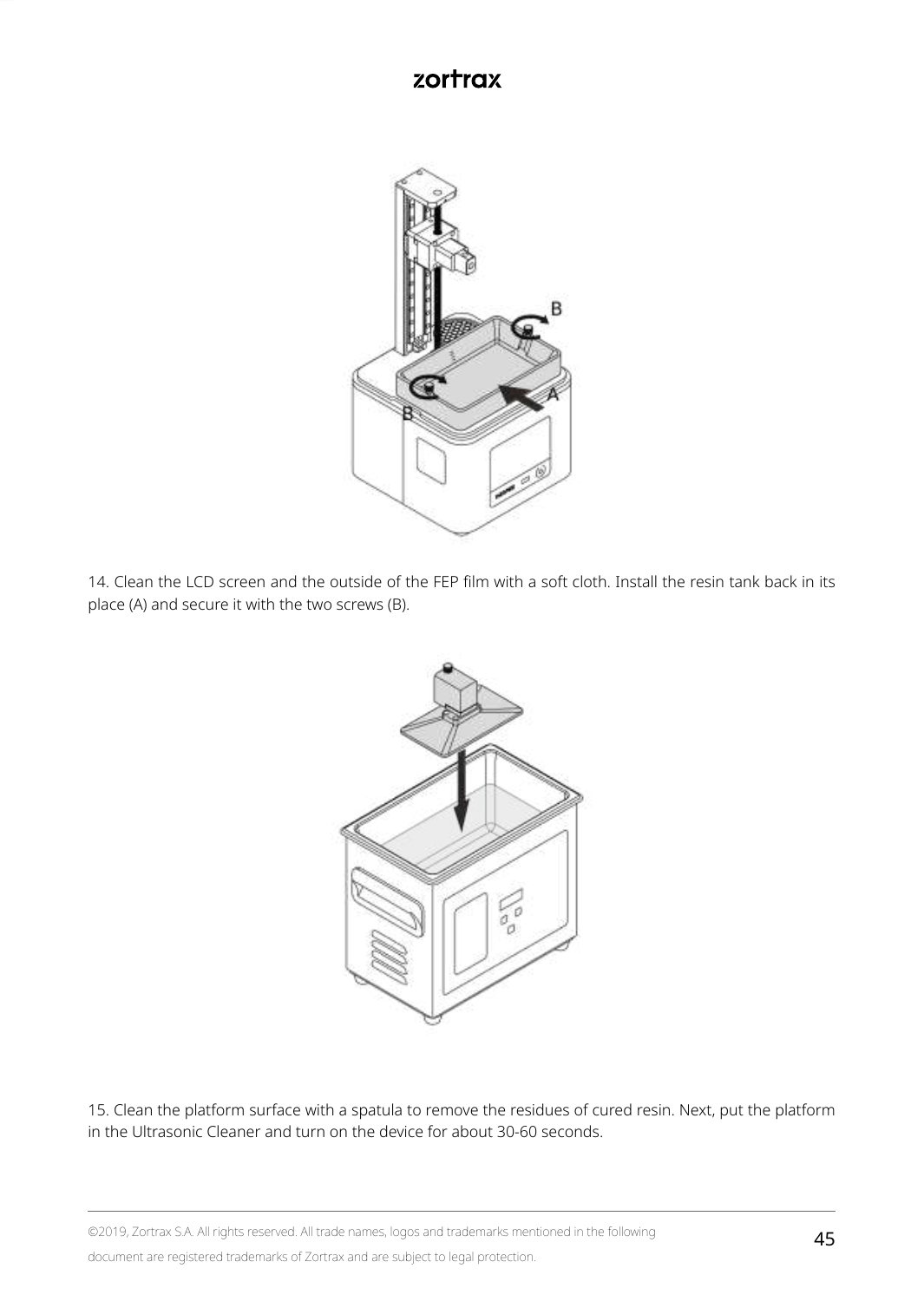14. Clean the LCD screen and the outside of the FEP film with a soft cloth. Install the resin tank back in its place (A) and secure it with the two screws (B).

15. Clean the platform surface with a spatula to remove the residues of cured resin. Next, put the platform in the Ultrasonic Cleaner and turn on the device for about 30-60 seconds.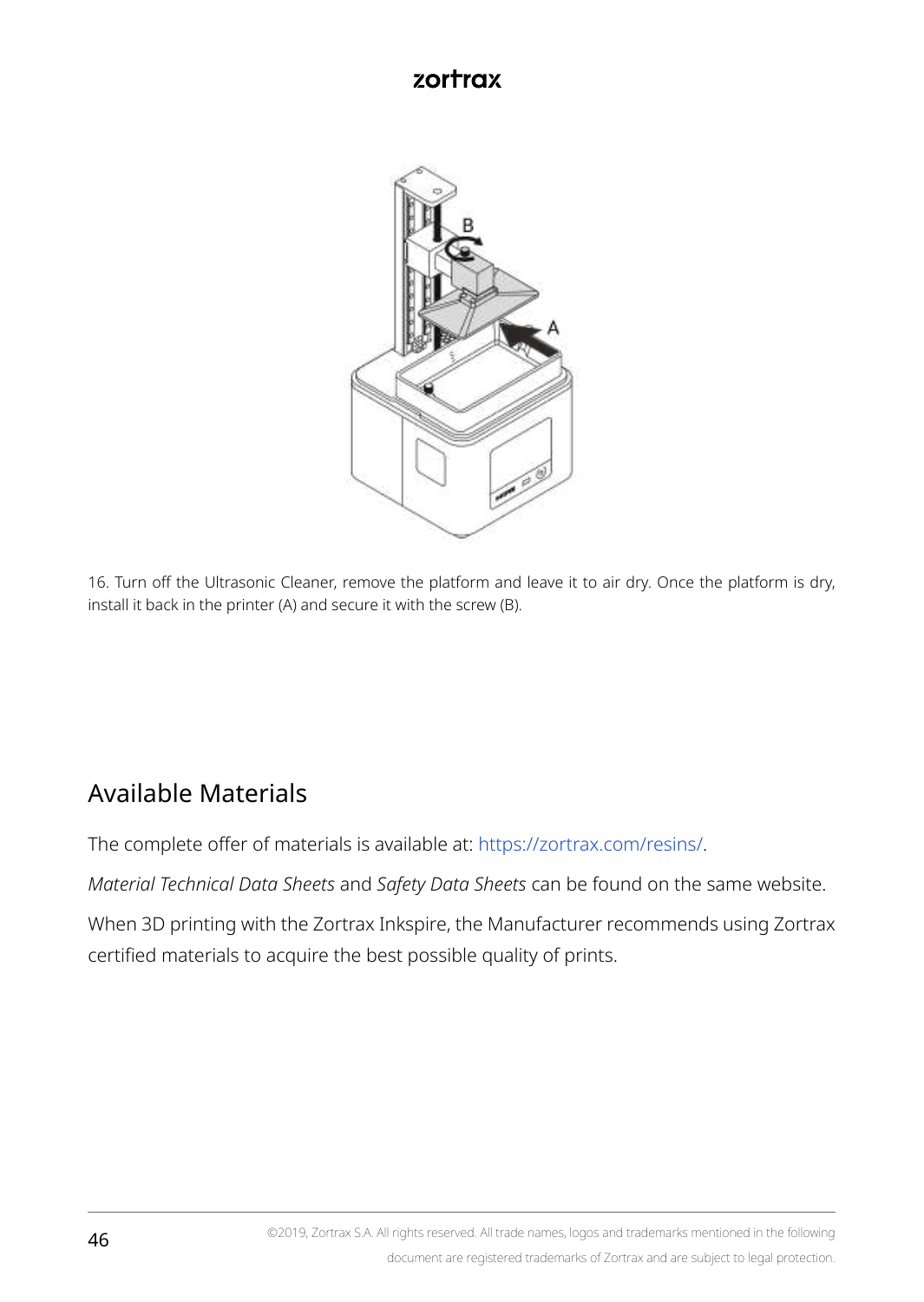16. Turn off the Ultrasonic Cleaner, remove the platform and leave it to air dry. Once the platform is dry, install it back in the printer (A) and secure it with the screw (B).

## Available Materials

The complete offer of materials is available at: https://zortrax.com/resins/.

*Material Technical Data Sheets* and *Safety Data Sheets* can be found on the same website.

When 3D printing with the Zortrax Inkspire, the Manufacturer recommends using Zortrax certified materials to acquire the best possible quality of prints.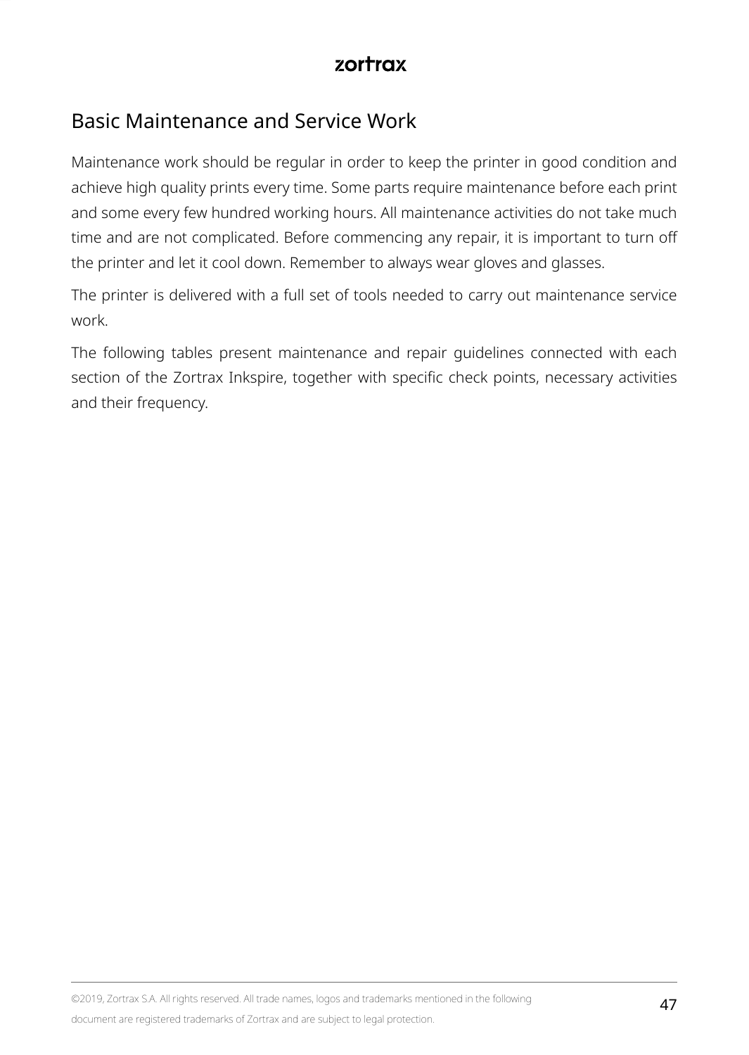## Basic Maintenance and Service Work

Maintenance work should be regular in order to keep the printer in good condition and achieve high quality prints every time. Some parts require maintenance before each print and some every few hundred working hours. All maintenance activities do not take much time and are not complicated. Before commencing any repair, it is important to turn off the printer and let it cool down. Remember to always wear gloves and glasses.

The printer is delivered with a full set of tools needed to carry out maintenance service work.

The following tables present maintenance and repair guidelines connected with each section of the Zortrax Inkspire, together with specific check points, necessary activities and their frequency.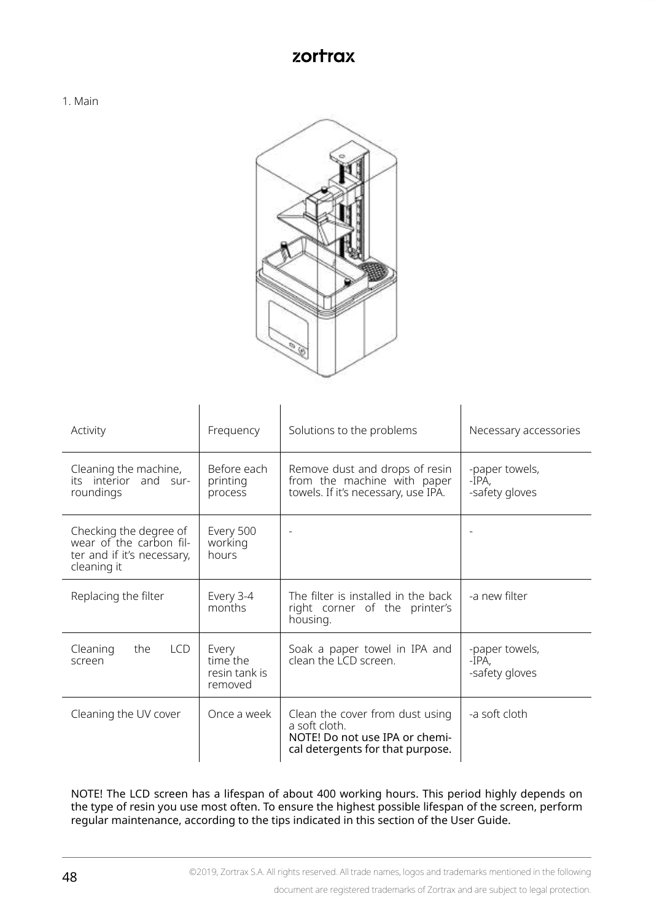1. Main

| Activity | Frequency | Solutions to the problems | Necessary accessories |
|---|---|---|---|
| Cleaning the machine, its interior and surroundings | Before each printing process | Remove dust and drops of resin from the machine with paper towels. If it's necessary, use IPA. | -paper towels,<br>-IPA,<br>-safety gloves |
| Checking the degree of wear of the carbon filter and if it's necessary, cleaning it | Every 500 working hours | - | - |
| Replacing the filter | Every 3-4 months | The filter is installed in the back right corner of the printer's housing. | -a new filter |
| Cleaning the LCD screen | Every time the resin tank is removed | Soak a paper towel in IPA and clean the LCD screen. | -paper towels,<br>-IPA,<br>-safety gloves |
| Cleaning the UV cover | Once a week | Clean the cover from dust using a soft cloth.<br>NOTE! Do not use IPA or chemical detergents for that purpose. | -a soft cloth |

NOTE! The LCD screen has a lifespan of about 400 working hours. This period highly depends on the type of resin you use most often. To ensure the highest possible lifespan of the screen, perform regular maintenance, according to the tips indicated in this section of the User Guide.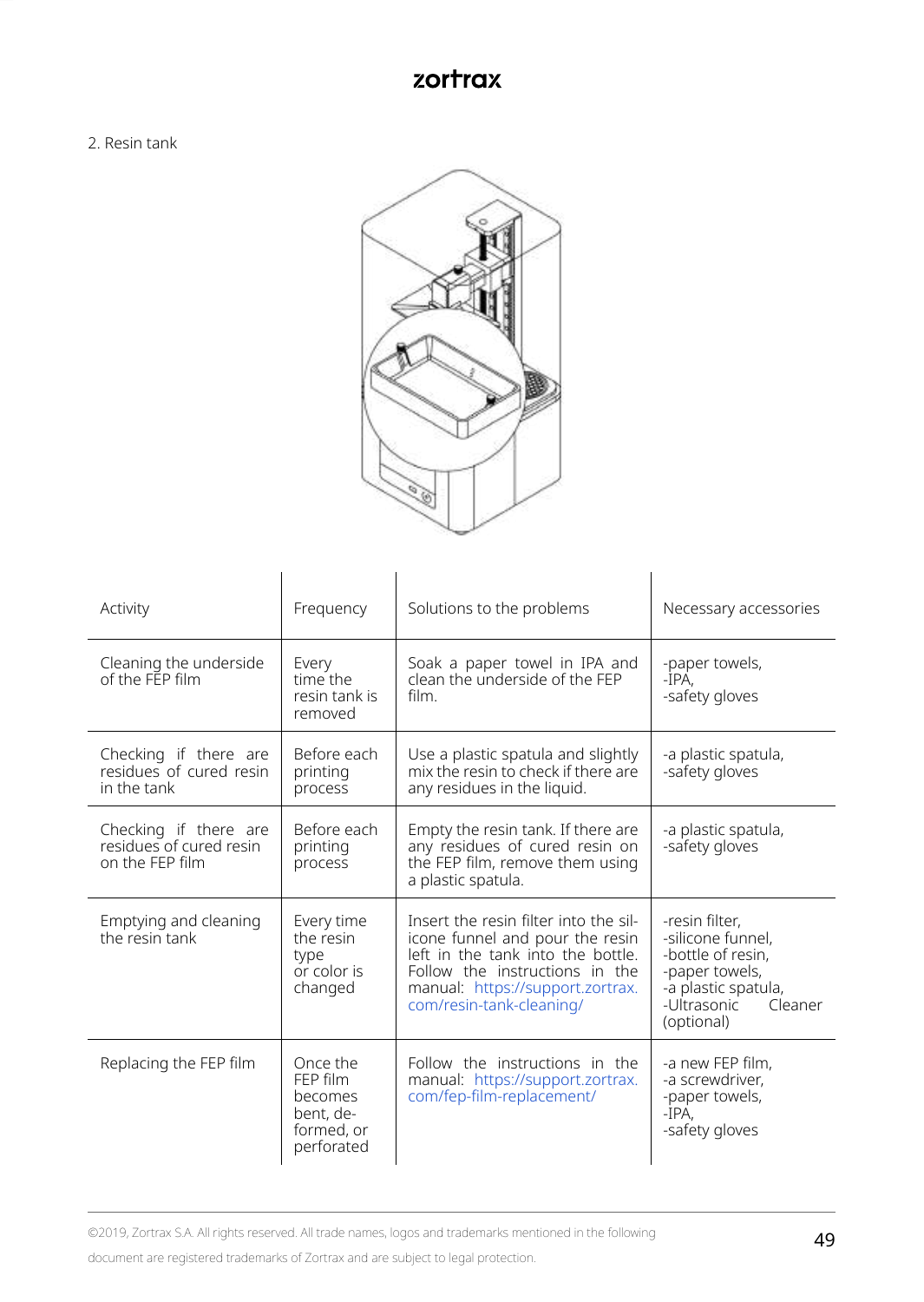2. Resin tank

| Activity | Frequency | Solutions to the problems | Necessary accessories |
|---|---|---|---|
| Cleaning the underside of the FEP film | Every time the resin tank is removed | Soak a paper towel in IPA and clean the underside of the FEP film. | -paper towels, -IPA, -safety gloves |
| Checking if there are residues of cured resin in the tank | Before each printing process | Use a plastic spatula and slightly mix the resin to check if there are any residues in the liquid. | -a plastic spatula, -safety gloves |
| Checking if there are residues of cured resin on the FEP film | Before each printing process | Empty the resin tank. If there are any residues of cured resin on the FEP film, remove them using a plastic spatula. | -a plastic spatula, -safety gloves |
| Emptying and cleaning the resin tank | Every time the resin type or color is changed | Insert the resin filter into the silicone funnel and pour the resin left in the tank into the bottle. Follow the instructions in the manual: https://support.zortrax.com/resin-tank-cleaning/ | -resin filter, -silicone funnel, -bottle of resin, -paper towels, -a plastic spatula, -Ultrasonic Cleaner (optional) |
| Replacing the FEP film | Once the FEP film becomes bent, deformed, or perforated | Follow the instructions in the manual: https://support.zortrax.com/fep-film-replacement/ | -a new FEP film, -a screwdriver, -paper towels, -IPA, -safety gloves |

©2019, Zortrax S.A. All rights reserved. All trade names, logos and trademarks mentioned in the following document are registered trademarks of Zortrax and are subject to legal protection.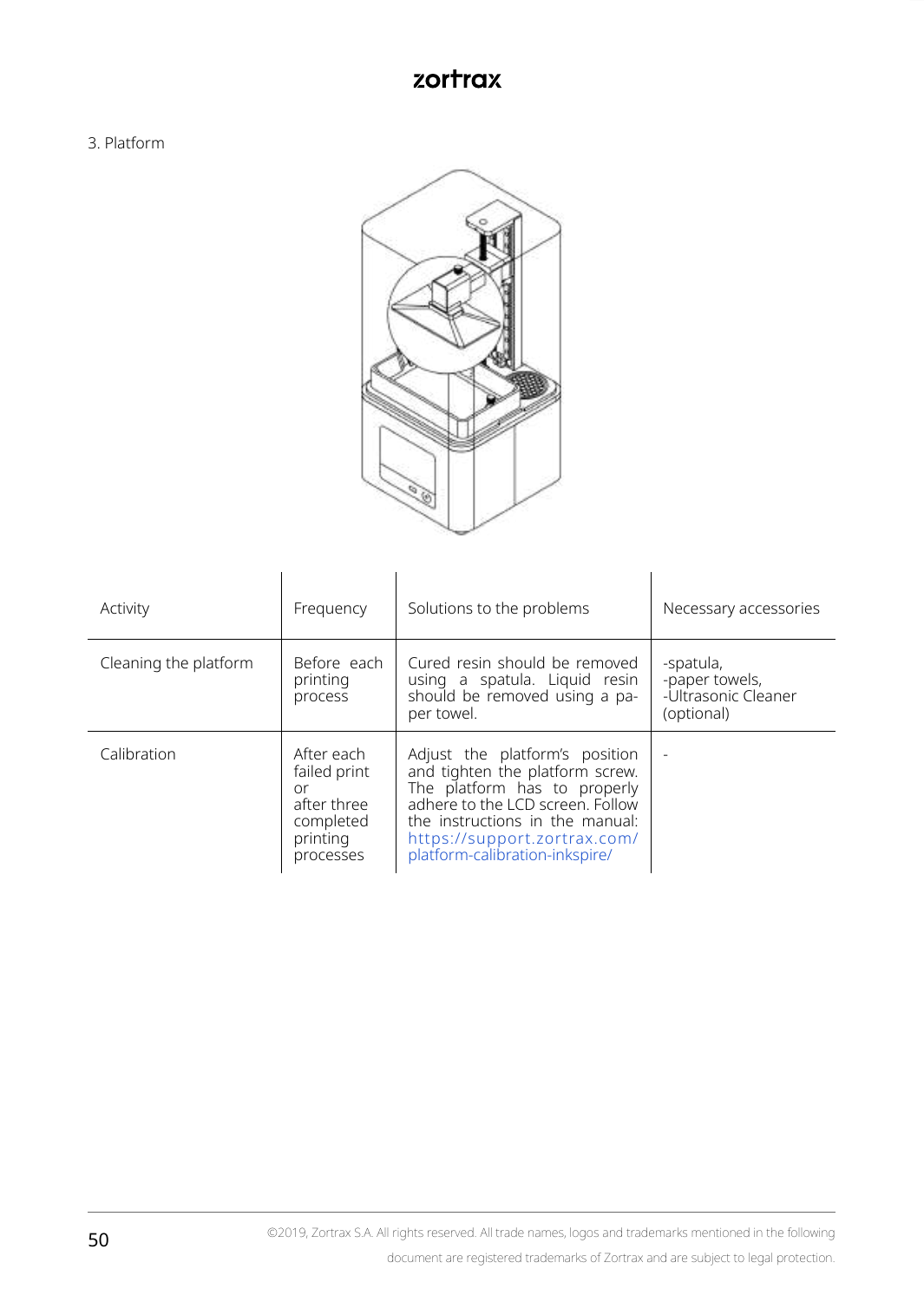3. Platform

| Activity | Frequency | Solutions to the problems | Necessary accessories |
|---|---|---|---|
| Cleaning the platform | Before each printing process | Cured resin should be removed using a spatula. Liquid resin should be removed using a paper towel. | -spatula,<br>-paper towels,<br>-Ultrasonic Cleaner (optional) |
| Calibration | After each failed print or after three completed printing processes | Adjust the platform's position and tighten the platform screw. The platform has to properly adhere to the LCD screen. Follow the instructions in the manual: https://support.zortrax.com/platform-calibration-inkspire/ | - |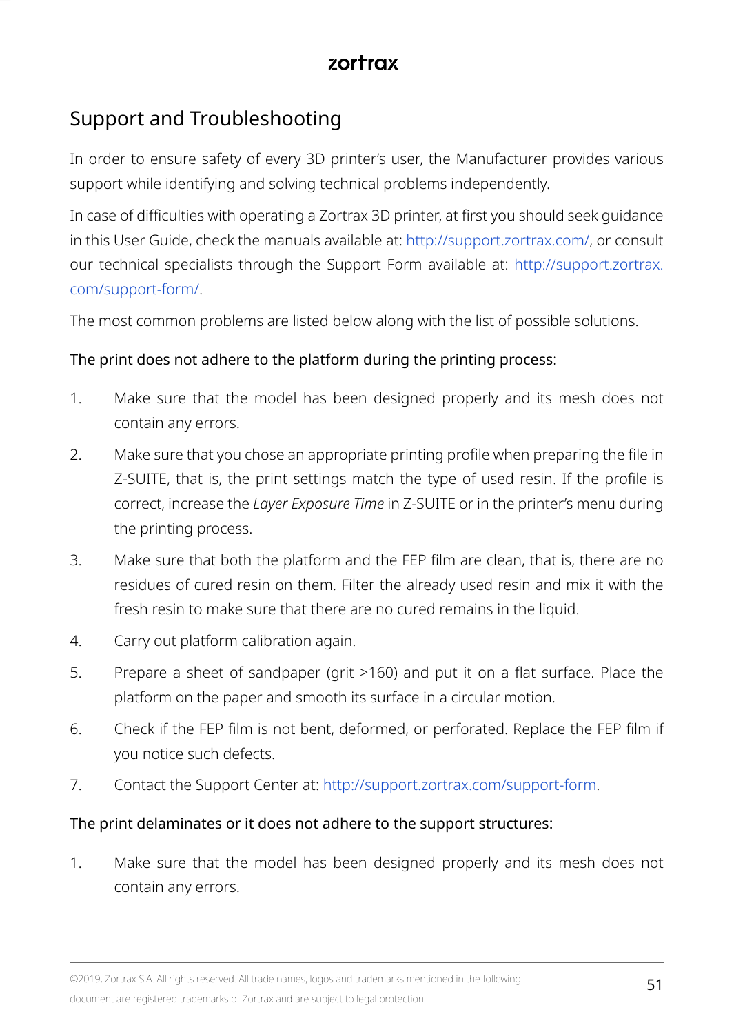## Support and Troubleshooting

In order to ensure safety of every 3D printer's user, the Manufacturer provides various support while identifying and solving technical problems independently.

In case of difficulties with operating a Zortrax 3D printer, at first you should seek guidance in this User Guide, check the manuals available at: http://support.zortrax.com/, or consult our technical specialists through the Support Form available at: http://support.zortrax.com/support-form/.

The most common problems are listed below along with the list of possible solutions.

The print does not adhere to the platform during the printing process:

1. Make sure that the model has been designed properly and its mesh does not contain any errors.
2. Make sure that you chose an appropriate printing profile when preparing the file in Z-SUITE, that is, the print settings match the type of used resin. If the profile is correct, increase the *Layer Exposure Time* in Z-SUITE or in the printer's menu during the printing process.
3. Make sure that both the platform and the FEP film are clean, that is, there are no residues of cured resin on them. Filter the already used resin and mix it with the fresh resin to make sure that there are no cured remains in the liquid.
4. Carry out platform calibration again.
5. Prepare a sheet of sandpaper (grit >160) and put it on a flat surface. Place the platform on the paper and smooth its surface in a circular motion.
6. Check if the FEP film is not bent, deformed, or perforated. Replace the FEP film if you notice such defects.
7. Contact the Support Center at: http://support.zortrax.com/support-form.

The print delaminates or it does not adhere to the support structures:

1. Make sure that the model has been designed properly and its mesh does not contain any errors.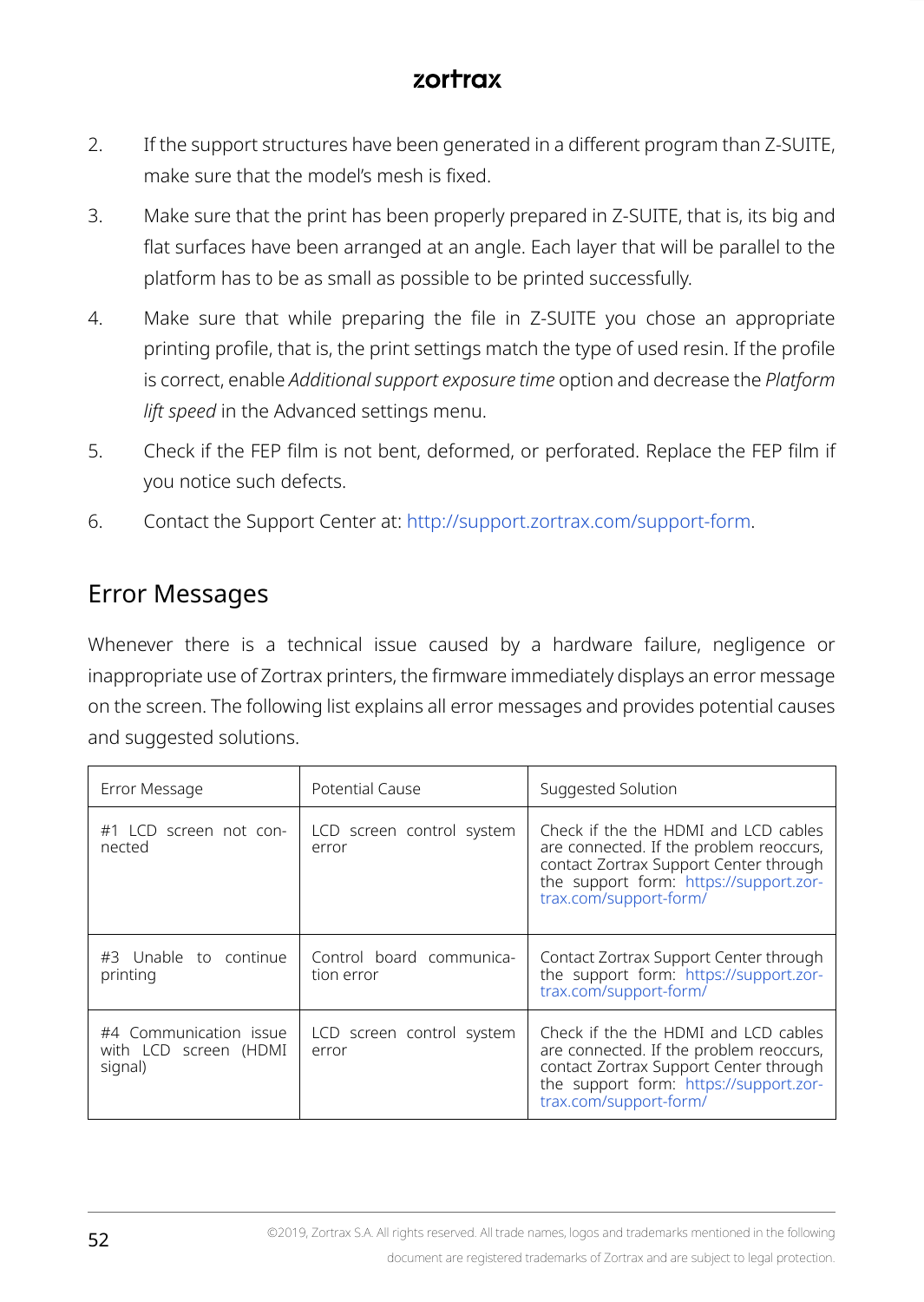2. If the support structures have been generated in a different program than Z-SUITE, make sure that the model's mesh is fixed.
3. Make sure that the print has been properly prepared in Z-SUITE, that is, its big and flat surfaces have been arranged at an angle. Each layer that will be parallel to the platform has to be as small as possible to be printed successfully.
4. Make sure that while preparing the file in Z-SUITE you chose an appropriate printing profile, that is, the print settings match the type of used resin. If the profile is correct, enable *Additional support exposure time* option and decrease the *Platform lift speed* in the Advanced settings menu.
5. Check if the FEP film is not bent, deformed, or perforated. Replace the FEP film if you notice such defects.
6. Contact the Support Center at: http://support.zortrax.com/support-form.

## Error Messages

Whenever there is a technical issue caused by a hardware failure, negligence or inappropriate use of Zortrax printers, the firmware immediately displays an error message on the screen. The following list explains all error messages and provides potential causes and suggested solutions.

| Error Message | Potential Cause | Suggested Solution |
|---|---|---|
| #1 LCD screen not connected | LCD screen control system error | Check if the the HDMI and LCD cables are connected. If the problem reoccurs, contact Zortrax Support Center through the support form: https://support.zortrax.com/support-form/ |
| #3 Unable to continue printing | Control board communication error | Contact Zortrax Support Center through the support form: https://support.zortrax.com/support-form/ |
| #4 Communication issue with LCD screen (HDMI signal) | LCD screen control system error | Check if the the HDMI and LCD cables are connected. If the problem reoccurs, contact Zortrax Support Center through the support form: https://support.zortrax.com/support-form/ |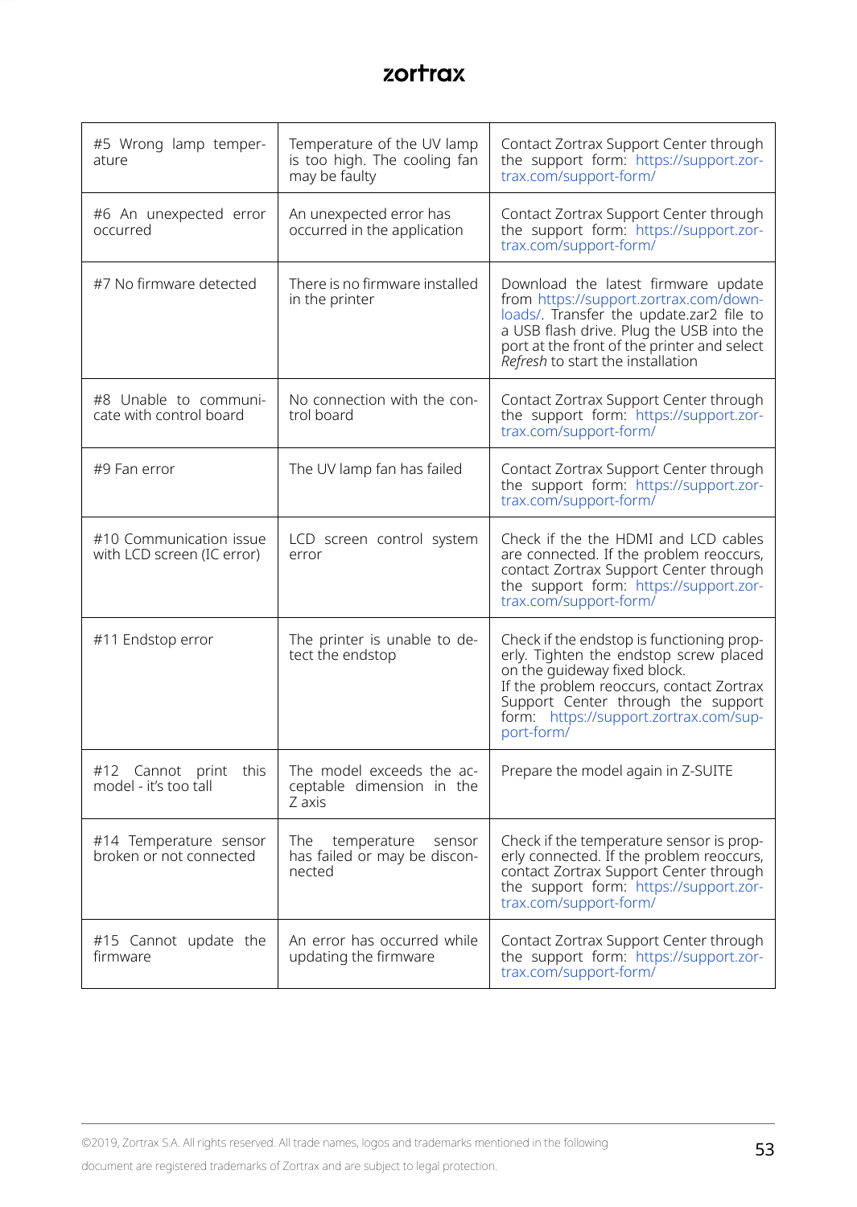| #5 Wrong lamp temperature | Temperature of the UV lamp is too high. The cooling fan may be faulty | Contact Zortrax Support Center through the support form: https://support.zortrax.com/support-form/ |
|---|---|---|
| #6 An unexpected error occurred | An unexpected error has occurred in the application | Contact Zortrax Support Center through the support form: https://support.zortrax.com/support-form/ |
| #7 No firmware detected | There is no firmware installed in the printer | Download the latest firmware update from https://support.zortrax.com/downloads/. Transfer the update.zar2 file to a USB flash drive. Plug the USB into the port at the front of the printer and select *Refresh* to start the installation |
| #8 Unable to communicate with control board | No connection with the control board | Contact Zortrax Support Center through the support form: https://support.zortrax.com/support-form/ |
| #9 Fan error | The UV lamp fan has failed | Contact Zortrax Support Center through the support form: https://support.zortrax.com/support-form/ |
| #10 Communication issue with LCD screen (IC error) | LCD screen control system error | Check if the the HDMI and LCD cables are connected. If the problem reoccurs, contact Zortrax Support Center through the support form: https://support.zortrax.com/support-form/ |
| #11 Endstop error | The printer is unable to detect the endstop | Check if the endstop is functioning properly. Tighten the endstop screw placed on the guideway fixed block.<br>If the problem reoccurs, contact Zortrax Support Center through the support form: https://support.zortrax.com/support-form/ |
| #12 Cannot print this model - it's too tall | The model exceeds the acceptable dimension in the Z axis | Prepare the model again in Z-SUITE |
| #14 Temperature sensor broken or not connected | The temperature sensor has failed or may be disconnected | Check if the temperature sensor is properly connected. If the problem reoccurs, contact Zortrax Support Center through the support form: https://support.zortrax.com/support-form/ |
| #15 Cannot update the firmware | An error has occurred while updating the firmware | Contact Zortrax Support Center through the support form: https://support.zortrax.com/support-form/ |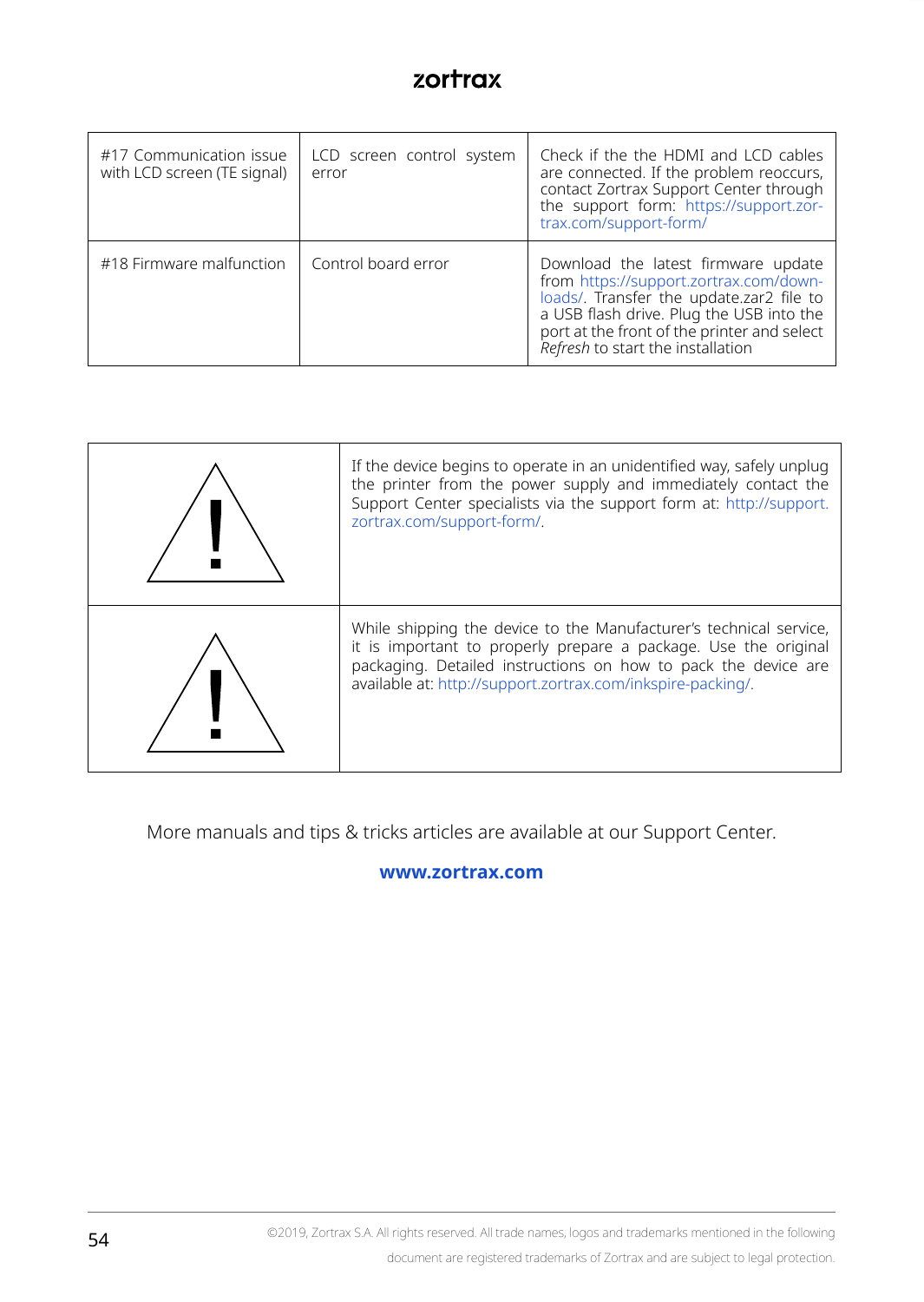| | | |
|---|---|---|
| #17 Communication issue with LCD screen (TE signal) | LCD screen control system error | Check if the the HDMI and LCD cables are connected. If the problem reoccurs, contact Zortrax Support Center through the support form: https://support.zortrax.com/support-form/ |
| #18 Firmware malfunction | Control board error | Download the latest firmware update from https://support.zortrax.com/downloads/. Transfer the update.zar2 file to a USB flash drive. Plug the USB into the port at the front of the printer and select *Refresh* to start the installation |

| | |
|---|---|
| ⚠ | If the device begins to operate in an unidentified way, safely unplug the printer from the power supply and immediately contact the Support Center specialists via the support form at: http://support.zortrax.com/support-form/. |
| ⚠ | While shipping the device to the Manufacturer's technical service, it is important to properly prepare a package. Use the original packaging. Detailed instructions on how to pack the device are available at: http://support.zortrax.com/inkspire-packing/. |

More manuals and tips & tricks articles are available at our Support Center.

**www.zortrax.com**

©2019, Zortrax S.A. All rights reserved. All trade names, logos and trademarks mentioned in the following document are registered trademarks of Zortrax and are subject to legal protection.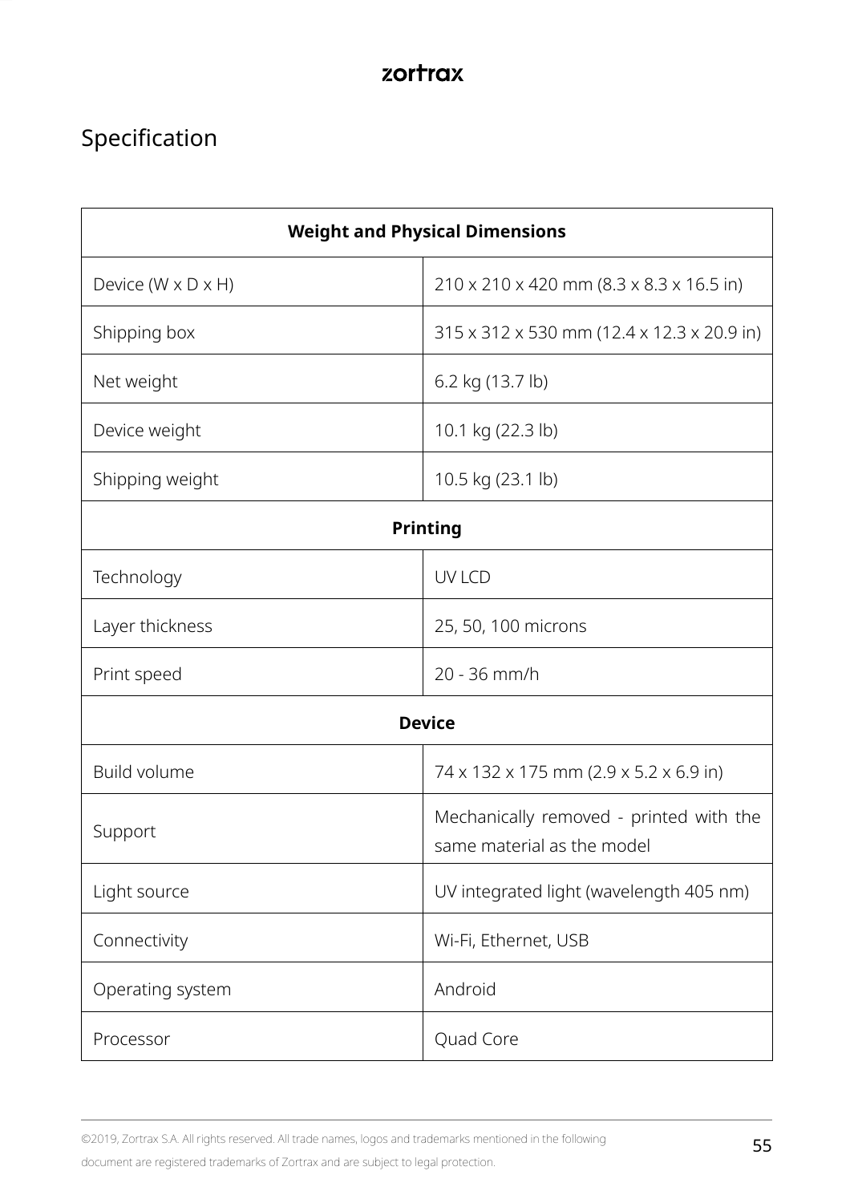## Specification

| Weight and Physical Dimensions | |
|---|---|
| Device (W x D x H) | 210 x 210 x 420 mm (8.3 x 8.3 x 16.5 in) |
| Shipping box | 315 x 312 x 530 mm (12.4 x 12.3 x 20.9 in) |
| Net weight | 6.2 kg (13.7 lb) |
| Device weight | 10.1 kg (22.3 lb) |
| Shipping weight | 10.5 kg (23.1 lb) |
| **Printing** | |
| Technology | UV LCD |
| Layer thickness | 25, 50, 100 microns |
| Print speed | 20 - 36 mm/h |
| **Device** | |
| Build volume | 74 x 132 x 175 mm (2.9 x 5.2 x 6.9 in) |
| Support | Mechanically removed - printed with the same material as the model |
| Light source | UV integrated light (wavelength 405 nm) |
| Connectivity | Wi-Fi, Ethernet, USB |
| Operating system | Android |
| Processor | Quad Core |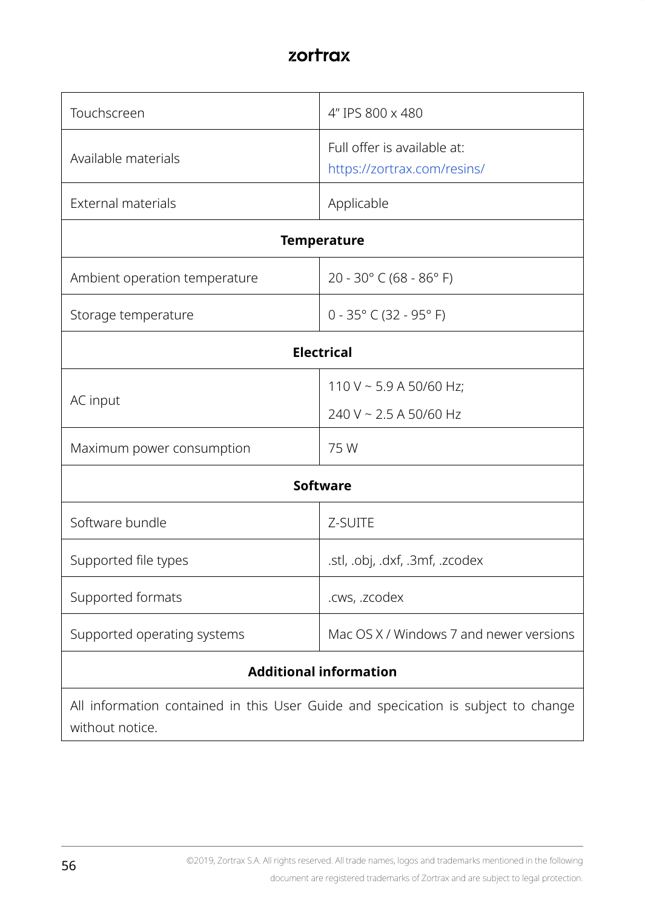| Touchscreen | 4" IPS 800 x 480 |
|---|---|
| Available materials | Full offer is available at: https://zortrax.com/resins/ |
| External materials | Applicable |
| **Temperature** | |
| Ambient operation temperature | 20 - 30° C (68 - 86° F) |
| Storage temperature | 0 - 35° C (32 - 95° F) |
| **Electrical** | |
| AC input | 110 V ~ 5.9 A 50/60 Hz; 240 V ~ 2.5 A 50/60 Hz |
| Maximum power consumption | 75 W |
| **Software** | |
| Software bundle | Z-SUITE |
| Supported file types | .stl, .obj, .dxf, .3mf, .zcodex |
| Supported formats | .cws, .zcodex |
| Supported operating systems | Mac OS X / Windows 7 and newer versions |
| **Additional information** | |
| All information contained in this User Guide and specication is subject to change without notice. | |

©2019, Zortrax S.A. All rights reserved. All trade names, logos and trademarks mentioned in the following document are registered trademarks of Zortrax and are subject to legal protection.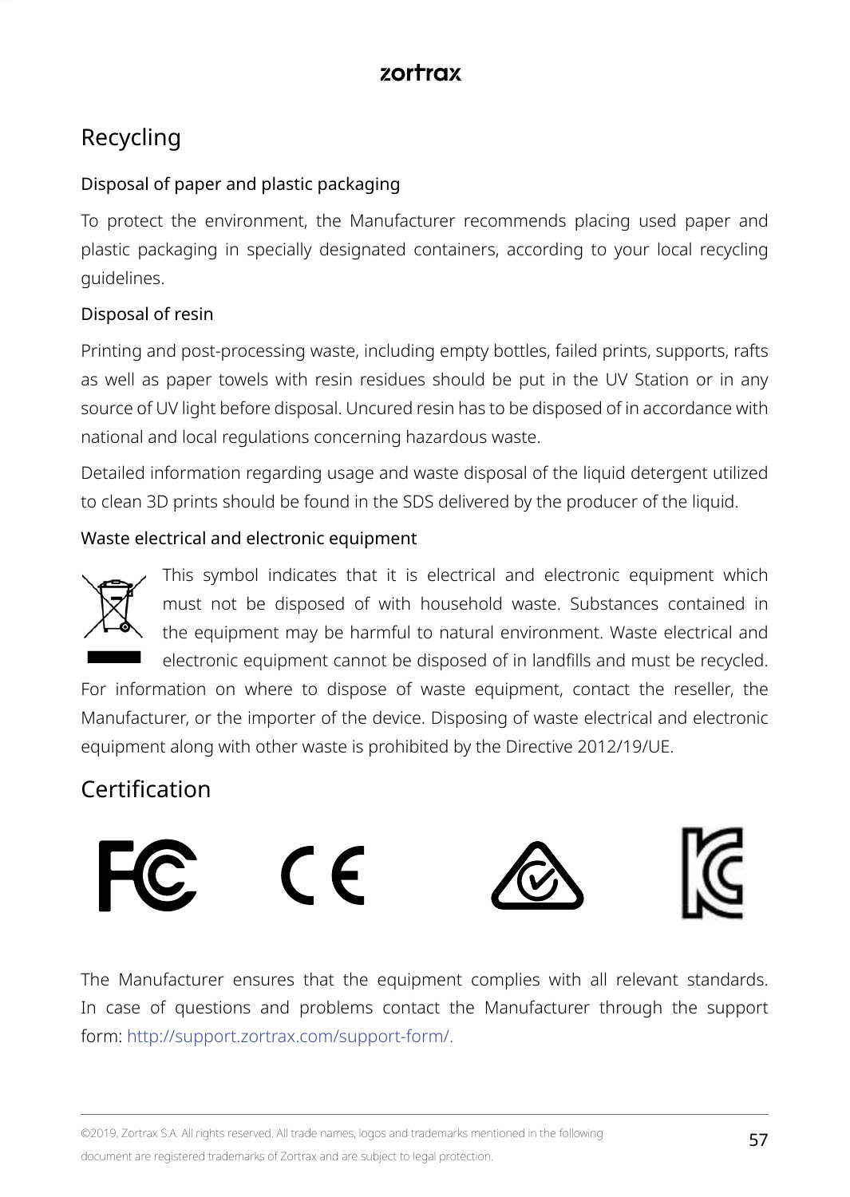# Recycling

### Disposal of paper and plastic packaging

To protect the environment, the Manufacturer recommends placing used paper and plastic packaging in specially designated containers, according to your local recycling guidelines.

### Disposal of resin

Printing and post-processing waste, including empty bottles, failed prints, supports, rafts as well as paper towels with resin residues should be put in the UV Station or in any source of UV light before disposal. Uncured resin has to be disposed of in accordance with national and local regulations concerning hazardous waste.

Detailed information regarding usage and waste disposal of the liquid detergent utilized to clean 3D prints should be found in the SDS delivered by the producer of the liquid.

### Waste electrical and electronic equipment

This symbol indicates that it is electrical and electronic equipment which must not be disposed of with household waste. Substances contained in the equipment may be harmful to natural environment. Waste electrical and electronic equipment cannot be disposed of in landfills and must be recycled. For information on where to dispose of waste equipment, contact the reseller, the Manufacturer, or the importer of the device. Disposing of waste electrical and electronic equipment along with other waste is prohibited by the Directive 2012/19/UE.

# Certification

The Manufacturer ensures that the equipment complies with all relevant standards. In case of questions and problems contact the Manufacturer through the support form: http://support.zortrax.com/support-form/.

©2019, Zortrax S.A. All rights reserved. All trade names, logos and trademarks mentioned in the following document are registered trademarks of Zortrax and are subject to legal protection.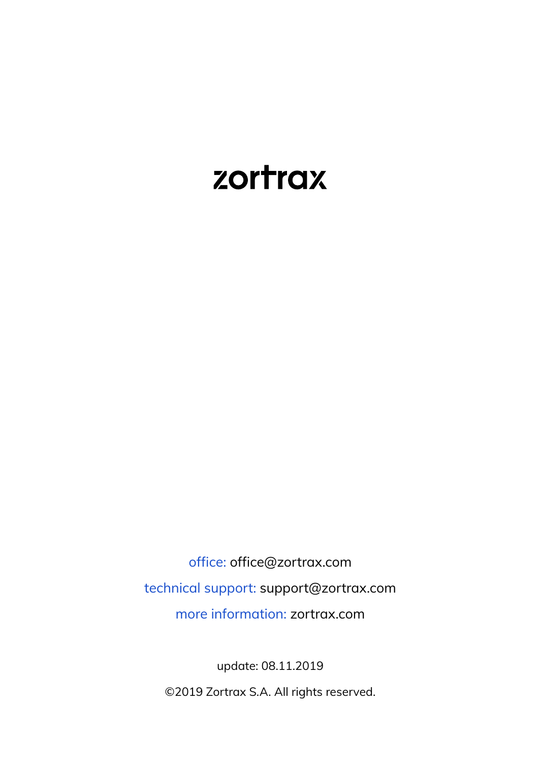zortrax

office: office@zortrax.com

technical support: support@zortrax.com

more information: zortrax.com

update: 08.11.2019

©2019 Zortrax S.A. All rights reserved.